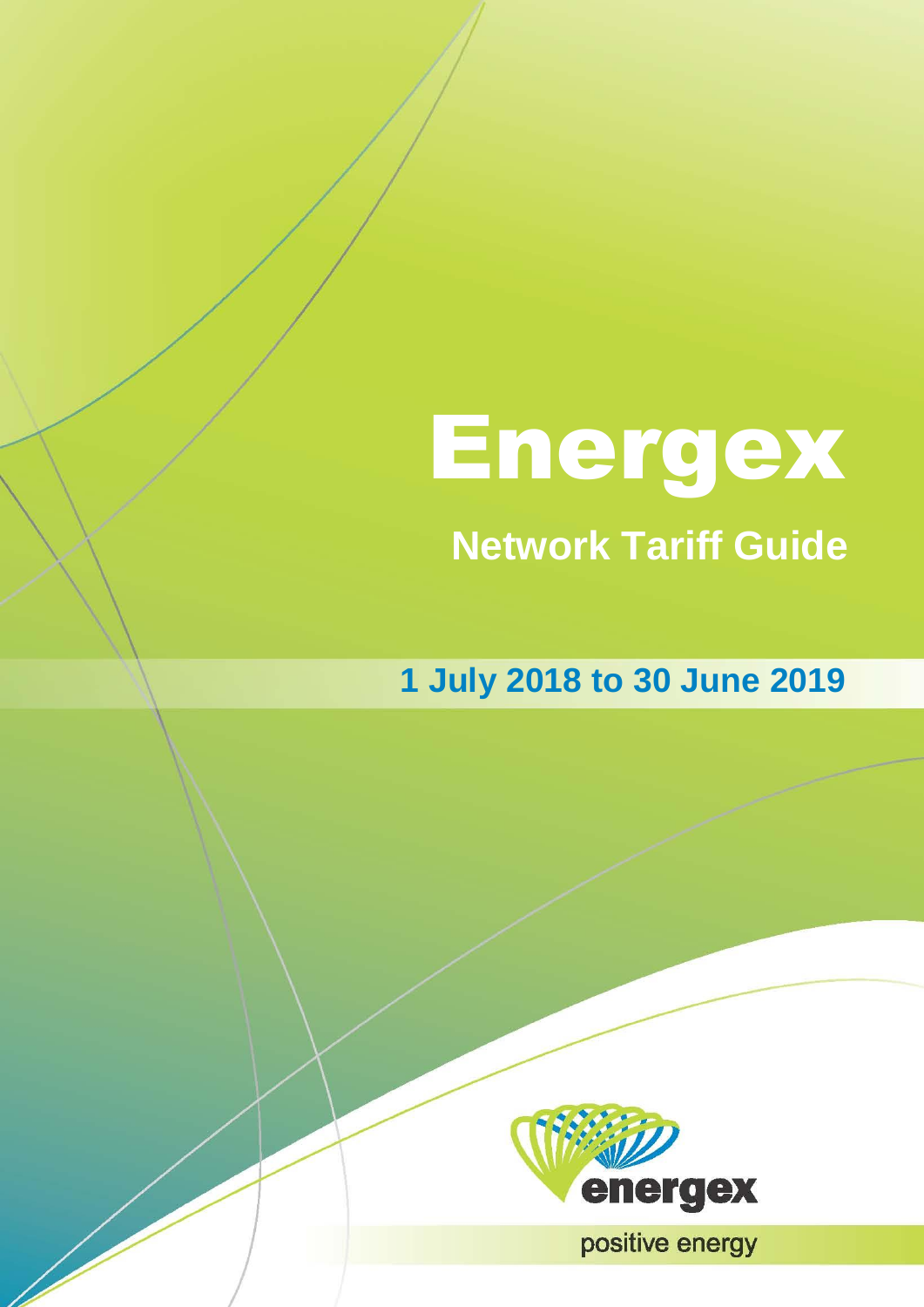# Energex

## Network Tariff Guide

**1 July 2018 to 30 June 2019**

energex

positive energy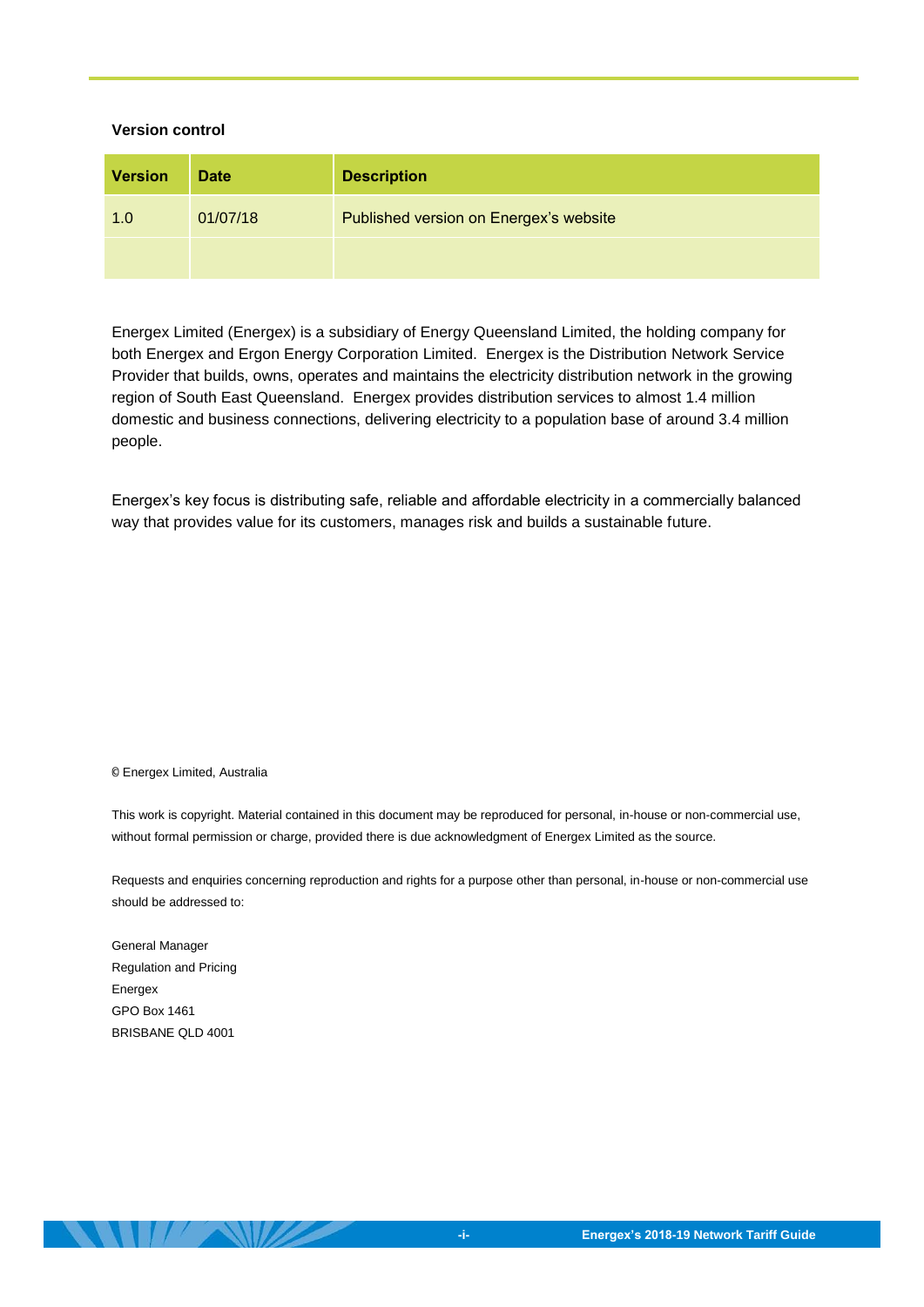**Version control**

| Version | Date | Description |
| --- | --- | --- |
| 1.0 | 01/07/18 | Published version on Energex's website |
| | | |

Energex Limited (Energex) is a subsidiary of Energy Queensland Limited, the holding company for both Energex and Ergon Energy Corporation Limited. Energex is the Distribution Network Service Provider that builds, owns, operates and maintains the electricity distribution network in the growing region of South East Queensland. Energex provides distribution services to almost 1.4 million domestic and business connections, delivering electricity to a population base of around 3.4 million people.

Energex's key focus is distributing safe, reliable and affordable electricity in a commercially balanced way that provides value for its customers, manages risk and builds a sustainable future.

© Energex Limited, Australia

This work is copyright. Material contained in this document may be reproduced for personal, in-house or non-commercial use, without formal permission or charge, provided there is due acknowledgment of Energex Limited as the source.

Requests and enquiries concerning reproduction and rights for a purpose other than personal, in-house or non-commercial use should be addressed to:

General Manager
Regulation and Pricing
Energex
GPO Box 1461
BRISBANE QLD 4001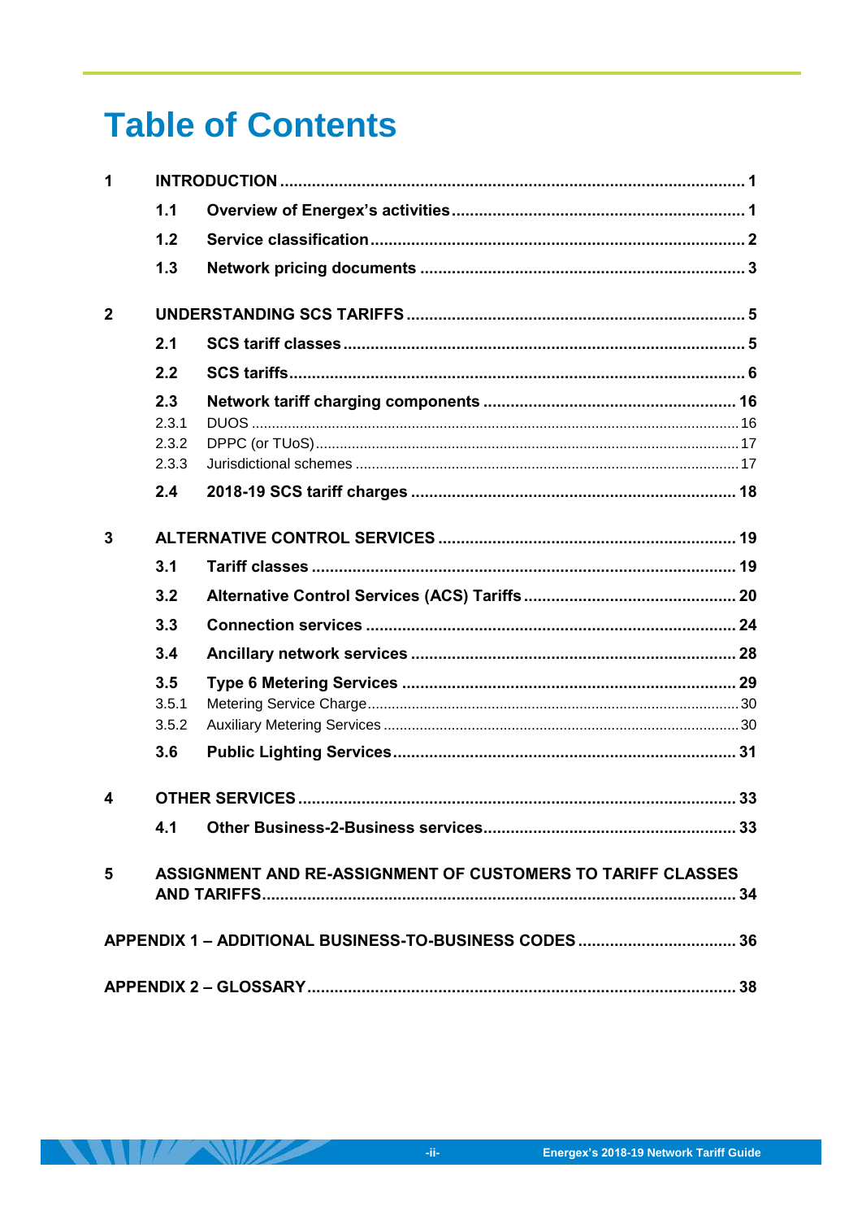# Table of Contents

1 INTRODUCTION ..... 1
- 1.1 Overview of Energex's activities ..... 1
- 1.2 Service classification ..... 2
- 1.3 Network pricing documents ..... 3

2 UNDERSTANDING SCS TARIFFS ..... 5
- 2.1 SCS tariff classes ..... 5
- 2.2 SCS tariffs ..... 6
- 2.3 Network tariff charging components ..... 16
  - 2.3.1 DUOS ..... 16
  - 2.3.2 DPPC (or TUoS) ..... 17
  - 2.3.3 Jurisdictional schemes ..... 17
- 2.4 2018-19 SCS tariff charges ..... 18

3 ALTERNATIVE CONTROL SERVICES ..... 19
- 3.1 Tariff classes ..... 19
- 3.2 Alternative Control Services (ACS) Tariffs ..... 20
- 3.3 Connection services ..... 24
- 3.4 Ancillary network services ..... 28
- 3.5 Type 6 Metering Services ..... 29
  - 3.5.1 Metering Service Charge ..... 30
  - 3.5.2 Auxiliary Metering Services ..... 30
- 3.6 Public Lighting Services ..... 31

4 OTHER SERVICES ..... 33
- 4.1 Other Business-2-Business services ..... 33

5 ASSIGNMENT AND RE-ASSIGNMENT OF CUSTOMERS TO TARIFF CLASSES AND TARIFFS ..... 34

APPENDIX 1 – ADDITIONAL BUSINESS-TO-BUSINESS CODES ..... 36

APPENDIX 2 – GLOSSARY ..... 38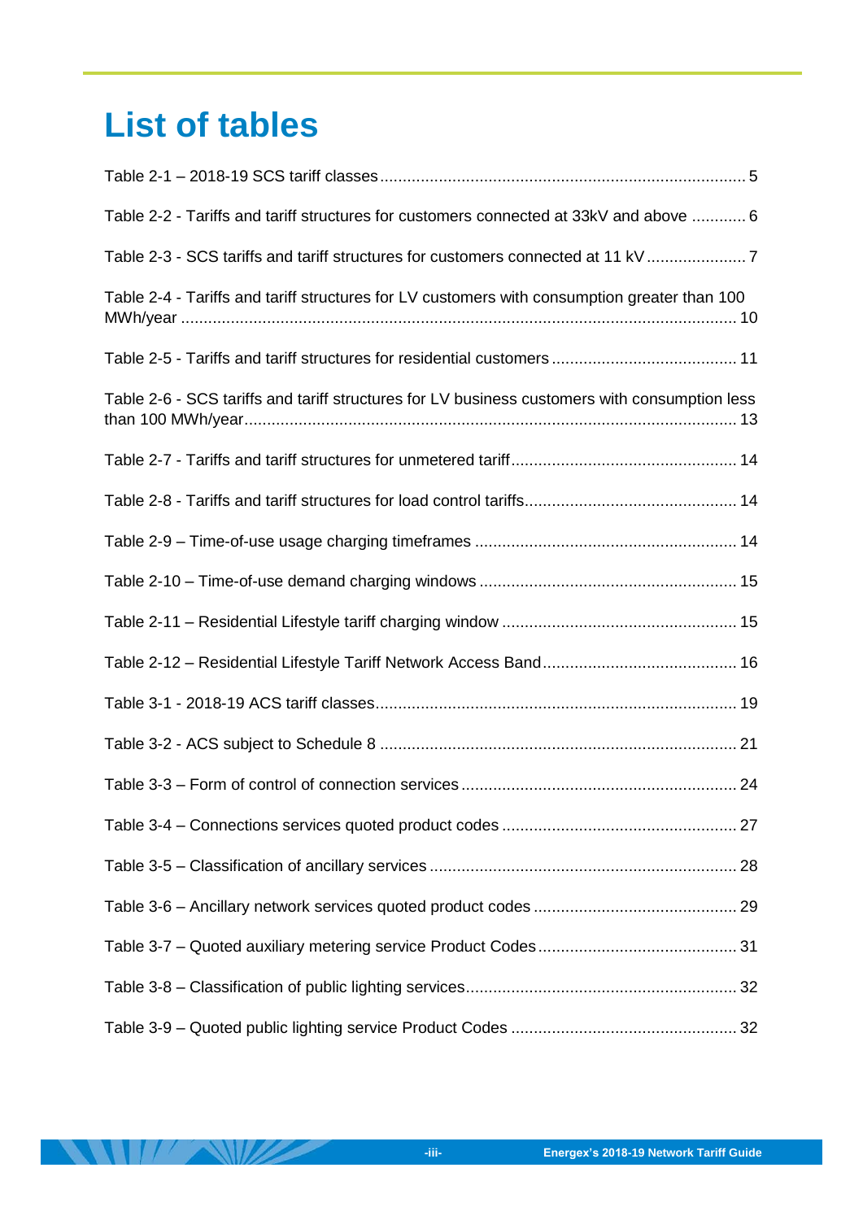# List of tables

Table 2-1 – 2018-19 SCS tariff classes ............................................................................... 5

Table 2-2 - Tariffs and tariff structures for customers connected at 33kV and above ............ 6

Table 2-3 - SCS tariffs and tariff structures for customers connected at 11 kV ...................... 7

Table 2-4 - Tariffs and tariff structures for LV customers with consumption greater than 100 MWh/year ......................................................................................................................... 10

Table 2-5 - Tariffs and tariff structures for residential customers ......................................... 11

Table 2-6 - SCS tariffs and tariff structures for LV business customers with consumption less than 100 MWh/year........................................................................................................... 13

Table 2-7 - Tariffs and tariff structures for unmetered tariff.................................................. 14

Table 2-8 - Tariffs and tariff structures for load control tariffs............................................... 14

Table 2-9 – Time-of-use usage charging timeframes .......................................................... 14

Table 2-10 – Time-of-use demand charging windows ......................................................... 15

Table 2-11 – Residential Lifestyle tariff charging window .................................................... 15

Table 2-12 – Residential Lifestyle Tariff Network Access Band........................................... 16

Table 3-1 - 2018-19 ACS tariff classes............................................................................... 19

Table 3-2 - ACS subject to Schedule 8 ............................................................................... 21

Table 3-3 – Form of control of connection services ............................................................. 24

Table 3-4 – Connections services quoted product codes .................................................... 27

Table 3-5 – Classification of ancillary services .................................................................... 28

Table 3-6 – Ancillary network services quoted product codes ............................................. 29

Table 3-7 – Quoted auxiliary metering service Product Codes............................................ 31

Table 3-8 – Classification of public lighting services............................................................ 32

Table 3-9 – Quoted public lighting service Product Codes .................................................. 32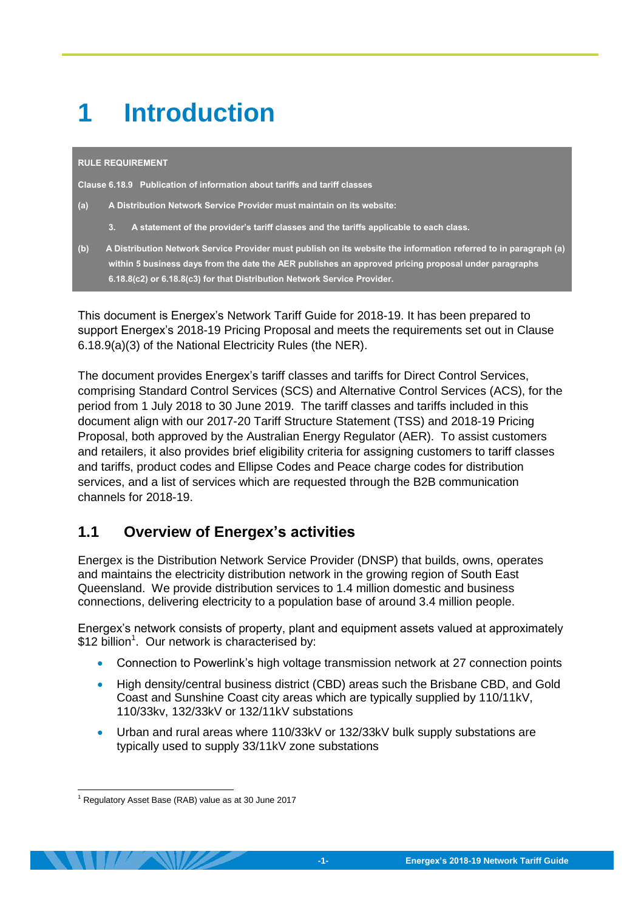# 1 Introduction

**RULE REQUIREMENT**

**Clause 6.18.9 Publication of information about tariffs and tariff classes**

**(a) A Distribution Network Service Provider must maintain on its website:**

**3. A statement of the provider's tariff classes and the tariffs applicable to each class.**

**(b) A Distribution Network Service Provider must publish on its website the information referred to in paragraph (a) within 5 business days from the date the AER publishes an approved pricing proposal under paragraphs 6.18.8(c2) or 6.18.8(c3) for that Distribution Network Service Provider.**

This document is Energex's Network Tariff Guide for 2018-19. It has been prepared to support Energex's 2018-19 Pricing Proposal and meets the requirements set out in Clause 6.18.9(a)(3) of the National Electricity Rules (the NER).

The document provides Energex's tariff classes and tariffs for Direct Control Services, comprising Standard Control Services (SCS) and Alternative Control Services (ACS), for the period from 1 July 2018 to 30 June 2019. The tariff classes and tariffs included in this document align with our 2017-20 Tariff Structure Statement (TSS) and 2018-19 Pricing Proposal, both approved by the Australian Energy Regulator (AER). To assist customers and retailers, it also provides brief eligibility criteria for assigning customers to tariff classes and tariffs, product codes and Ellipse Codes and Peace charge codes for distribution services, and a list of services which are requested through the B2B communication channels for 2018-19.

## 1.1 Overview of Energex's activities

Energex is the Distribution Network Service Provider (DNSP) that builds, owns, operates and maintains the electricity distribution network in the growing region of South East Queensland. We provide distribution services to 1.4 million domestic and business connections, delivering electricity to a population base of around 3.4 million people.

Energex's network consists of property, plant and equipment assets valued at approximately $12 billion[1]. Our network is characterised by:

- Connection to Powerlink's high voltage transmission network at 27 connection points
- High density/central business district (CBD) areas such the Brisbane CBD, and Gold Coast and Sunshine Coast city areas which are typically supplied by 110/11kV, 110/33kv, 132/33kV or 132/11kV substations
- Urban and rural areas where 110/33kV or 132/33kV bulk supply substations are typically used to supply 33/11kV zone substations

[1] Regulatory Asset Base (RAB) value as at 30 June 2017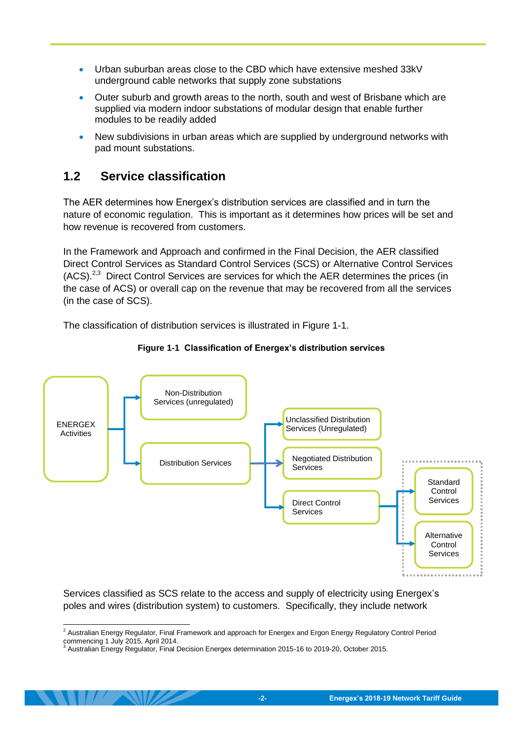- Urban suburban areas close to the CBD which have extensive meshed 33kV underground cable networks that supply zone substations
- Outer suburb and growth areas to the north, south and west of Brisbane which are supplied via modern indoor substations of modular design that enable further modules to be readily added
- New subdivisions in urban areas which are supplied by underground networks with pad mount substations.

## 1.2 Service classification

The AER determines how Energex's distribution services are classified and in turn the nature of economic regulation. This is important as it determines how prices will be set and how revenue is recovered from customers.

In the Framework and Approach and confirmed in the Final Decision, the AER classified Direct Control Services as Standard Control Services (SCS) or Alternative Control Services (ACS).[2,3] Direct Control Services are services for which the AER determines the prices (in the case of ACS) or overall cap on the revenue that may be recovered from all the services (in the case of SCS).

The classification of distribution services is illustrated in Figure 1-1.

**Figure 1-1 Classification of Energex's distribution services**

ENERGEX Activities → Non-Distribution Services (unregulated)

ENERGEX Activities → Distribution Services

Distribution Services → Unclassified Distribution Services (Unregulated)

Distribution Services → Negotiated Distribution Services

Distribution Services → Direct Control Services

Direct Control Services → Standard Control Services

Direct Control Services → Alternative Control Services

Services classified as SCS relate to the access and supply of electricity using Energex's poles and wires (distribution system) to customers. Specifically, they include network

---

[2] Australian Energy Regulator, Final Framework and approach for Energex and Ergon Energy Regulatory Control Period commencing 1 July 2015, April 2014.

[3] Australian Energy Regulator, Final Decision Energex determination 2015-16 to 2019-20, October 2015.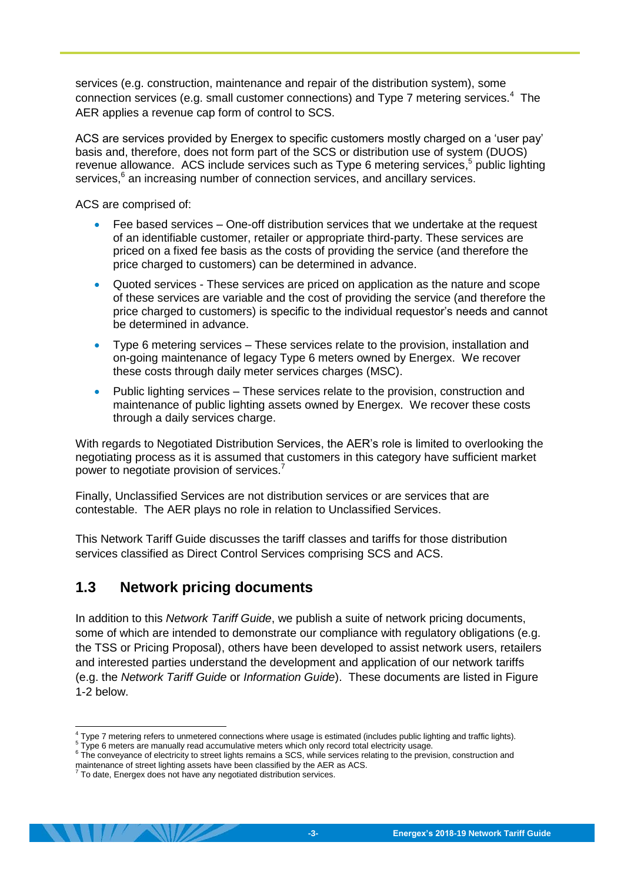services (e.g. construction, maintenance and repair of the distribution system), some connection services (e.g. small customer connections) and Type 7 metering services.[4] The AER applies a revenue cap form of control to SCS.

ACS are services provided by Energex to specific customers mostly charged on a 'user pay' basis and, therefore, does not form part of the SCS or distribution use of system (DUOS) revenue allowance. ACS include services such as Type 6 metering services,[5] public lighting services,[6] an increasing number of connection services, and ancillary services.

ACS are comprised of:

- Fee based services – One-off distribution services that we undertake at the request of an identifiable customer, retailer or appropriate third-party. These services are priced on a fixed fee basis as the costs of providing the service (and therefore the price charged to customers) can be determined in advance.
- Quoted services - These services are priced on application as the nature and scope of these services are variable and the cost of providing the service (and therefore the price charged to customers) is specific to the individual requestor's needs and cannot be determined in advance.
- Type 6 metering services – These services relate to the provision, installation and on-going maintenance of legacy Type 6 meters owned by Energex. We recover these costs through daily meter services charges (MSC).
- Public lighting services – These services relate to the provision, construction and maintenance of public lighting assets owned by Energex. We recover these costs through a daily services charge.

With regards to Negotiated Distribution Services, the AER's role is limited to overlooking the negotiating process as it is assumed that customers in this category have sufficient market power to negotiate provision of services.[7]

Finally, Unclassified Services are not distribution services or are services that are contestable. The AER plays no role in relation to Unclassified Services.

This Network Tariff Guide discusses the tariff classes and tariffs for those distribution services classified as Direct Control Services comprising SCS and ACS.

## 1.3 Network pricing documents

In addition to this *Network Tariff Guide*, we publish a suite of network pricing documents, some of which are intended to demonstrate our compliance with regulatory obligations (e.g. the TSS or Pricing Proposal), others have been developed to assist network users, retailers and interested parties understand the development and application of our network tariffs (e.g. the *Network Tariff Guide* or *Information Guide*). These documents are listed in Figure 1-2 below.

---

[4] Type 7 metering refers to unmetered connections where usage is estimated (includes public lighting and traffic lights).

[5] Type 6 meters are manually read accumulative meters which only record total electricity usage.

[6] The conveyance of electricity to street lights remains a SCS, while services relating to the prevision, construction and maintenance of street lighting assets have been classified by the AER as ACS.

[7] To date, Energex does not have any negotiated distribution services.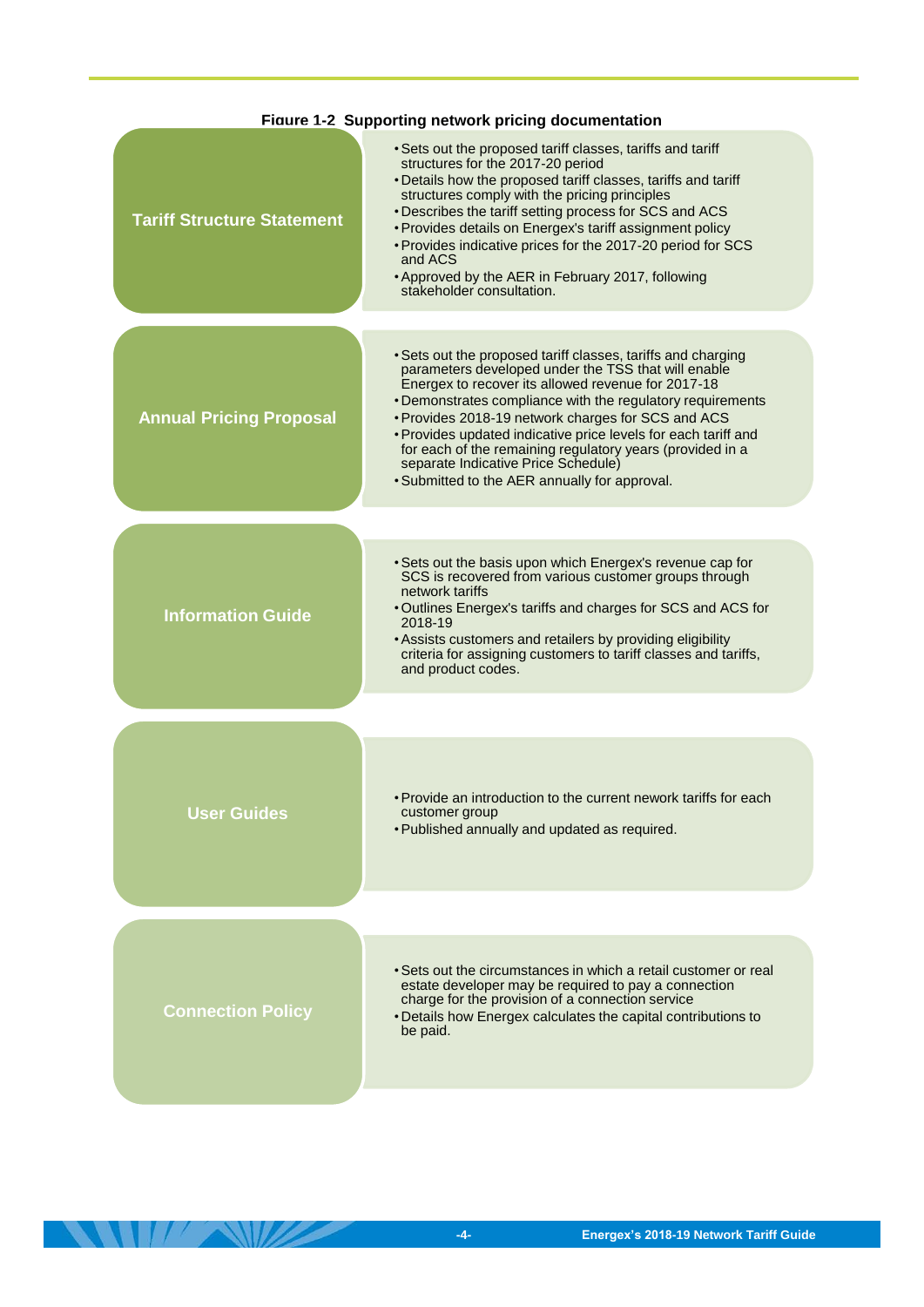**Figure 1-2 Supporting network pricing documentation**

| Document | Description |
| --- | --- |
| **Tariff Structure Statement** | • Sets out the proposed tariff classes, tariffs and tariff structures for the 2017-20 period<br>• Details how the proposed tariff classes, tariffs and tariff structures comply with the pricing principles<br>• Describes the tariff setting process for SCS and ACS<br>• Provides details on Energex's tariff assignment policy<br>• Provides indicative prices for the 2017-20 period for SCS and ACS<br>• Approved by the AER in February 2017, following stakeholder consultation. |
| **Annual Pricing Proposal** | • Sets out the proposed tariff classes, tariffs and charging parameters developed under the TSS that will enable Energex to recover its allowed revenue for 2017-18<br>• Demonstrates compliance with the regulatory requirements<br>• Provides 2018-19 network charges for SCS and ACS<br>• Provides updated indicative price levels for each tariff and for each of the remaining regulatory years (provided in a separate Indicative Price Schedule)<br>• Submitted to the AER annually for approval. |
| **Information Guide** | • Sets out the basis upon which Energex's revenue cap for SCS is recovered from various customer groups through network tariffs<br>• Outlines Energex's tariffs and charges for SCS and ACS for 2018-19<br>• Assists customers and retailers by providing eligibility criteria for assigning customers to tariff classes and tariffs, and product codes. |
| **User Guides** | • Provide an introduction to the current nework tariffs for each customer group<br>• Published annually and updated as required. |
| **Connection Policy** | • Sets out the circumstances in which a retail customer or real estate developer may be required to pay a connection charge for the provision of a connection service<br>• Details how Energex calculates the capital contributions to be paid. |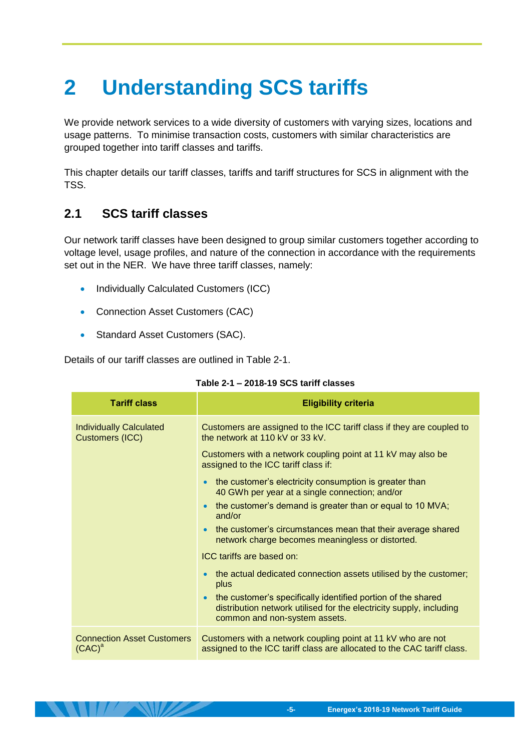# 2 Understanding SCS tariffs

We provide network services to a wide diversity of customers with varying sizes, locations and usage patterns. To minimise transaction costs, customers with similar characteristics are grouped together into tariff classes and tariffs.

This chapter details our tariff classes, tariffs and tariff structures for SCS in alignment with the TSS.

## 2.1 SCS tariff classes

Our network tariff classes have been designed to group similar customers together according to voltage level, usage profiles, and nature of the connection in accordance with the requirements set out in the NER. We have three tariff classes, namely:

- Individually Calculated Customers (ICC)
- Connection Asset Customers (CAC)
- Standard Asset Customers (SAC).

Details of our tariff classes are outlined in Table 2-1.

**Table 2-1 – 2018-19 SCS tariff classes**

| Tariff class | Eligibility criteria |
|---|---|
| Individually Calculated Customers (ICC) | Customers are assigned to the ICC tariff class if they are coupled to the network at 110 kV or 33 kV.<br><br>Customers with a network coupling point at 11 kV may also be assigned to the ICC tariff class if:<br>• the customer's electricity consumption is greater than 40 GWh per year at a single connection; and/or<br>• the customer's demand is greater than or equal to 10 MVA; and/or<br>• the customer's circumstances mean that their average shared network charge becomes meaningless or distorted.<br><br>ICC tariffs are based on:<br>• the actual dedicated connection assets utilised by the customer; plus<br>• the customer's specifically identified portion of the shared distribution network utilised for the electricity supply, including common and non-system assets. |
| Connection Asset Customers (CAC)[a] | Customers with a network coupling point at 11 kV who are not assigned to the ICC tariff class are allocated to the CAC tariff class. |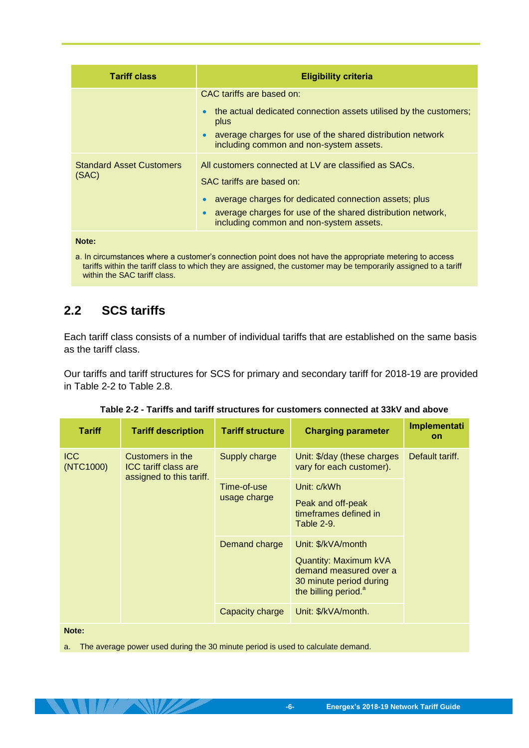| Tariff class | Eligibility criteria |
|---|---|
| | CAC tariffs are based on:<br>• the actual dedicated connection assets utilised by the customers; plus<br>• average charges for use of the shared distribution network including common and non-system assets. |
| Standard Asset Customers (SAC) | All customers connected at LV are classified as SACs.<br>SAC tariffs are based on:<br>• average charges for dedicated connection assets; plus<br>• average charges for use of the shared distribution network, including common and non-system assets. |

**Note:**

a. In circumstances where a customer's connection point does not have the appropriate metering to access tariffs within the tariff class to which they are assigned, the customer may be temporarily assigned to a tariff within the SAC tariff class.

## 2.2 SCS tariffs

Each tariff class consists of a number of individual tariffs that are established on the same basis as the tariff class.

Our tariffs and tariff structures for SCS for primary and secondary tariff for 2018-19 are provided in Table 2-2 to Table 2.8.

**Table 2-2 - Tariffs and tariff structures for customers connected at 33kV and above**

| Tariff | Tariff description | Tariff structure | Charging parameter | Implementation |
|---|---|---|---|---|
| ICC (NTC1000) | Customers in the ICC tariff class are assigned to this tariff. | Supply charge | Unit: $/day (these charges vary for each customer). | Default tariff. |
| | | Time-of-use usage charge | Unit: c/kWh<br>Peak and off-peak timeframes defined in Table 2-9. | |
| | | Demand charge | Unit: $/kVA/month<br>Quantity: Maximum kVA demand measured over a 30 minute period during the billing period.[a] | |
| | | Capacity charge | Unit: $/kVA/month. | |

**Note:**

a. The average power used during the 30 minute period is used to calculate demand.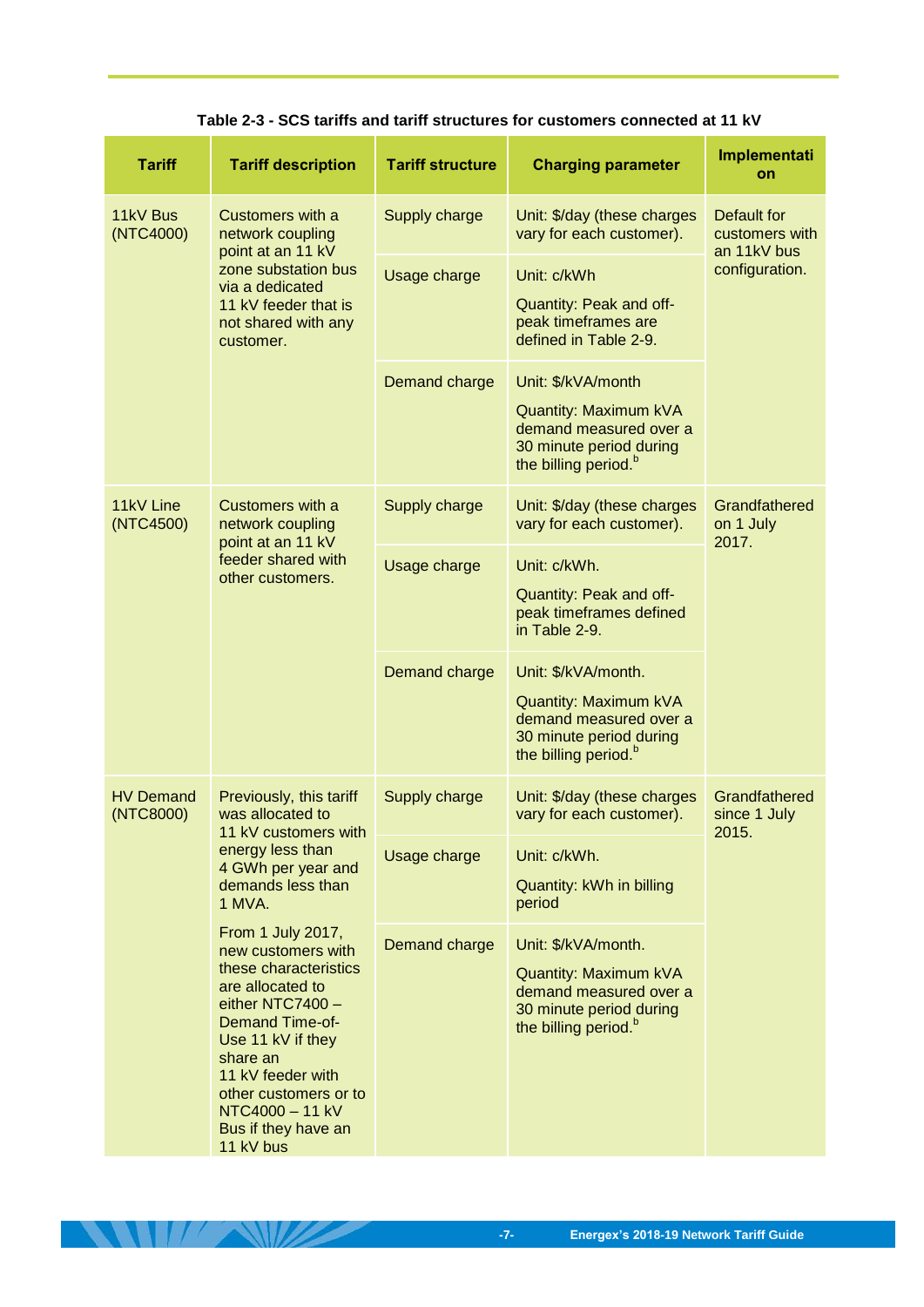**Table 2-3 - SCS tariffs and tariff structures for customers connected at 11 kV**

| Tariff | Tariff description | Tariff structure | Charging parameter | Implementation |
|---|---|---|---|---|
| 11kV Bus (NTC4000) | Customers with a network coupling point at an 11 kV zone substation bus via a dedicated 11 kV feeder that is not shared with any customer. | Supply charge | Unit: $/day (these charges vary for each customer). | Default for customers with an 11kV bus configuration. |
| | | Usage charge | Unit: c/kWh<br>Quantity: Peak and off-peak timeframes are defined in Table 2-9. | |
| | | Demand charge | Unit: $/kVA/month<br>Quantity: Maximum kVA demand measured over a 30 minute period during the billing period.[b] | |
| 11kV Line (NTC4500) | Customers with a network coupling point at an 11 kV feeder shared with other customers. | Supply charge | Unit: $/day (these charges vary for each customer). | Grandfathered on 1 July 2017. |
| | | Usage charge | Unit: c/kWh.<br>Quantity: Peak and off-peak timeframes defined in Table 2-9. | |
| | | Demand charge | Unit: $/kVA/month.<br>Quantity: Maximum kVA demand measured over a 30 minute period during the billing period.[b] | |
| HV Demand (NTC8000) | Previously, this tariff was allocated to 11 kV customers with energy less than 4 GWh per year and demands less than 1 MVA.<br>From 1 July 2017, new customers with these characteristics are allocated to either NTC7400 – Demand Time-of-Use 11 kV if they share an 11 kV feeder with other customers or to NTC4000 – 11 kV Bus if they have an 11 kV bus | Supply charge | Unit: $/day (these charges vary for each customer). | Grandfathered since 1 July 2015. |
| | | Usage charge | Unit: c/kWh.<br>Quantity: kWh in billing period | |
| | | Demand charge | Unit: $/kVA/month.<br>Quantity: Maximum kVA demand measured over a 30 minute period during the billing period.[b] | |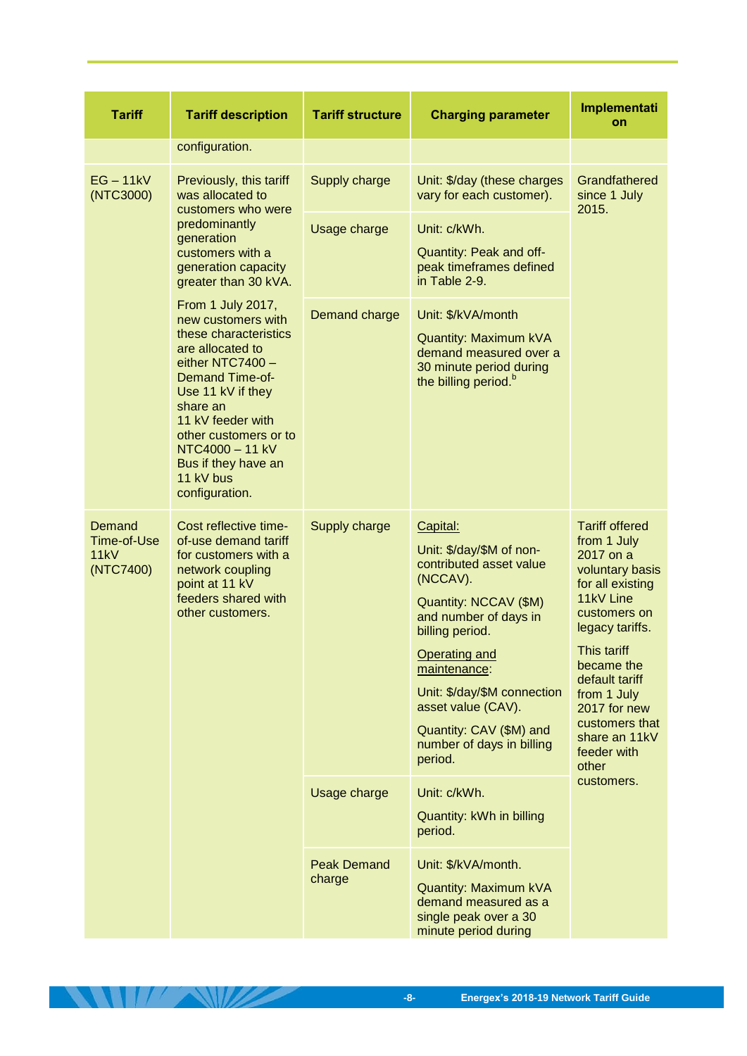| Tariff | Tariff description | Tariff structure | Charging parameter | Implementation |
|---|---|---|---|---|
| | configuration. | | | |
| EG – 11kV (NTC3000) | Previously, this tariff was allocated to customers who were predominantly generation customers with a generation capacity greater than 30 kVA. | Supply charge | Unit: $/day (these charges vary for each customer). | Grandfathered since 1 July 2015. |
| | | Usage charge | Unit: c/kWh.<br><br>Quantity: Peak and off-peak timeframes defined in Table 2-9. | |
| | From 1 July 2017, new customers with these characteristics are allocated to either NTC7400 – Demand Time-of-Use 11 kV if they share an 11 kV feeder with other customers or to NTC4000 – 11 kV Bus if they have an 11 kV bus configuration. | Demand charge | Unit: $/kVA/month<br><br>Quantity: Maximum kVA demand measured over a 30 minute period during the billing period.[b] | |
| Demand Time-of-Use 11kV (NTC7400) | Cost reflective time-of-use demand tariff for customers with a network coupling point at 11 kV feeders shared with other customers. | Supply charge | Capital:<br><br>Unit: $/day/$M of non-contributed asset value (NCCAV).<br><br>Quantity: NCCAV ($M) and number of days in billing period.<br><br>Operating and maintenance:<br><br>Unit: $/day/$M connection asset value (CAV).<br><br>Quantity: CAV ($M) and number of days in billing period. | Tariff offered from 1 July 2017 on a voluntary basis for all existing 11kV Line customers on legacy tariffs.<br><br>This tariff became the default tariff from 1 July 2017 for new customers that share an 11kV feeder with other customers. |
| | | Usage charge | Unit: c/kWh.<br><br>Quantity: kWh in billing period. | |
| | | Peak Demand charge | Unit: $/kVA/month.<br><br>Quantity: Maximum kVA demand measured as a single peak over a 30 minute period during | |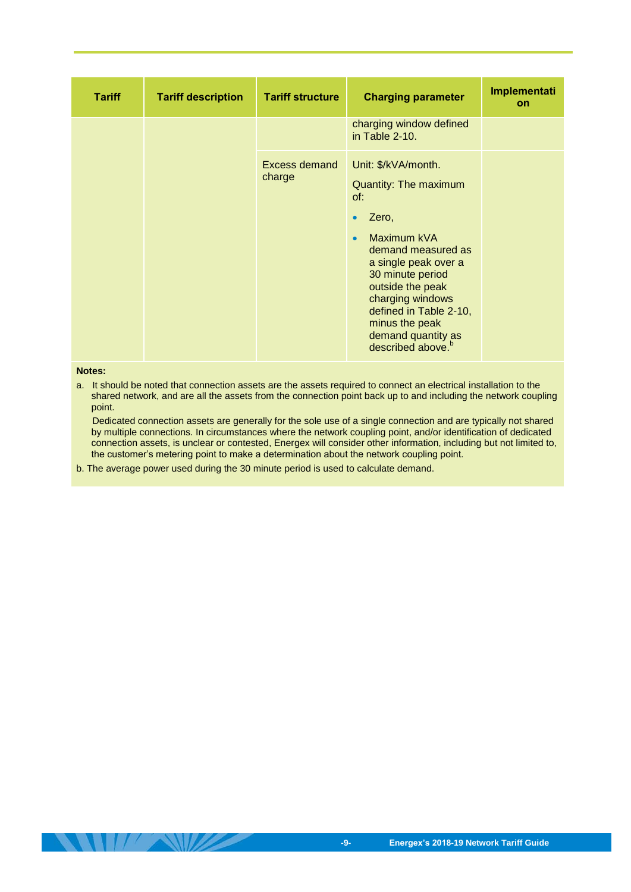| Tariff | Tariff description | Tariff structure | Charging parameter | Implementation |
|---|---|---|---|---|
| | | | charging window defined in Table 2-10. | |
| | | Excess demand charge | Unit: $/kVA/month.<br><br>Quantity: The maximum of:<br><br>• Zero,<br>• Maximum kVA demand measured as a single peak over a 30 minute period outside the peak charging windows defined in Table 2-10, minus the peak demand quantity as described above.[b] | |

**Notes:**

a. It should be noted that connection assets are the assets required to connect an electrical installation to the shared network, and are all the assets from the connection point back up to and including the network coupling point.

Dedicated connection assets are generally for the sole use of a single connection and are typically not shared by multiple connections. In circumstances where the network coupling point, and/or identification of dedicated connection assets, is unclear or contested, Energex will consider other information, including but not limited to, the customer's metering point to make a determination about the network coupling point.

b. The average power used during the 30 minute period is used to calculate demand.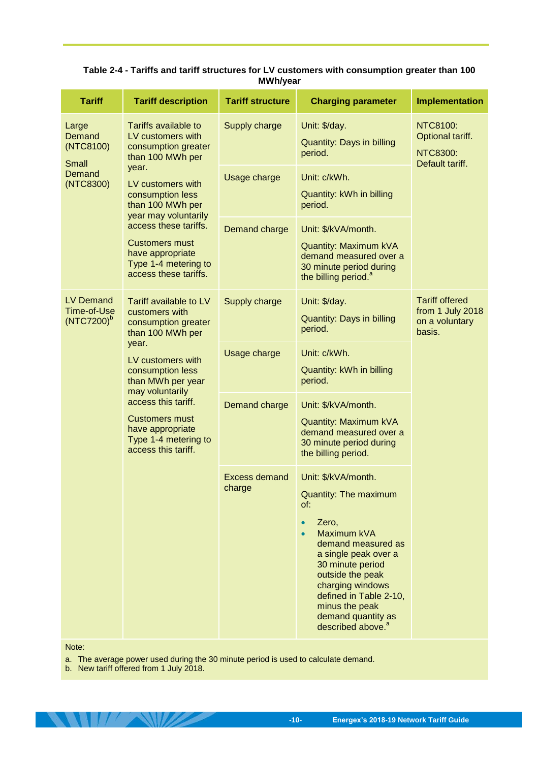**Table 2-4 - Tariffs and tariff structures for LV customers with consumption greater than 100 MWh/year**

| Tariff | Tariff description | Tariff structure | Charging parameter | Implementation |
|---|---|---|---|---|
| Large Demand (NTC8100)<br><br>Small Demand (NTC8300) | Tariffs available to LV customers with consumption greater than 100 MWh per year.<br><br>LV customers with consumption less than 100 MWh per year may voluntarily access these tariffs.<br><br>Customers must have appropriate Type 1-4 metering to access these tariffs. | Supply charge | Unit: $/day.<br><br>Quantity: Days in billing period. | NTC8100: Optional tariff.<br><br>NTC8300: Default tariff. |
| | | Usage charge | Unit: c/kWh.<br><br>Quantity: kWh in billing period. | |
| | | Demand charge | Unit: $/kVA/month.<br><br>Quantity: Maximum kVA demand measured over a 30 minute period during the billing period.[a] | |
| LV Demand Time-of-Use (NTC7200)[b] | Tariff available to LV customers with consumption greater than 100 MWh per year.<br><br>LV customers with consumption less than MWh per year may voluntarily access this tariff.<br><br>Customers must have appropriate Type 1-4 metering to access this tariff. | Supply charge | Unit: $/day.<br><br>Quantity: Days in billing period. | Tariff offered from 1 July 2018 on a voluntary basis. |
| | | Usage charge | Unit: c/kWh.<br><br>Quantity: kWh in billing period. | |
| | | Demand charge | Unit: $/kVA/month.<br><br>Quantity: Maximum kVA demand measured over a 30 minute period during the billing period. | |
| | | Excess demand charge | Unit: $/kVA/month.<br><br>Quantity: The maximum of:<br>• Zero,<br>• Maximum kVA demand measured as a single peak over a 30 minute period outside the peak charging windows defined in Table 2-10, minus the peak demand quantity as described above.[a] | |

Note:

a. The average power used during the 30 minute period is used to calculate demand.

b. New tariff offered from 1 July 2018.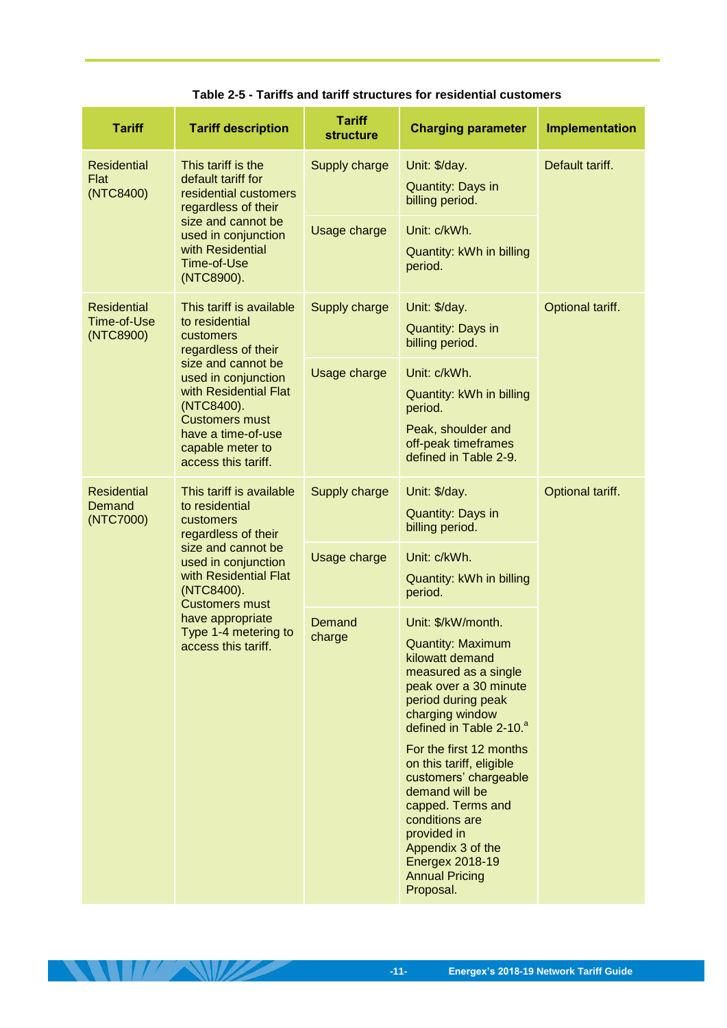**Table 2-5 - Tariffs and tariff structures for residential customers**

| Tariff | Tariff description | Tariff structure | Charging parameter | Implementation |
|---|---|---|---|---|
| Residential Flat (NTC8400) | This tariff is the default tariff for residential customers regardless of their size and cannot be used in conjunction with Residential Time-of-Use (NTC8900). | Supply charge | Unit: $/day.<br>Quantity: Days in billing period. | Default tariff. |
| | | Usage charge | Unit: c/kWh.<br>Quantity: kWh in billing period. | |
| Residential Time-of-Use (NTC8900) | This tariff is available to residential customers regardless of their size and cannot be used in conjunction with Residential Flat (NTC8400). Customers must have a time-of-use capable meter to access this tariff. | Supply charge | Unit: $/day.<br>Quantity: Days in billing period. | Optional tariff. |
| | | Usage charge | Unit: c/kWh.<br>Quantity: kWh in billing period.<br>Peak, shoulder and off-peak timeframes defined in Table 2-9. | |
| Residential Demand (NTC7000) | This tariff is available to residential customers regardless of their size and cannot be used in conjunction with Residential Flat (NTC8400). Customers must have appropriate Type 1-4 metering to access this tariff. | Supply charge | Unit: $/day.<br>Quantity: Days in billing period. | Optional tariff. |
| | | Usage charge | Unit: c/kWh.<br>Quantity: kWh in billing period. | |
| | | Demand charge | Unit: $/kW/month.<br>Quantity: Maximum kilowatt demand measured as a single peak over a 30 minute period during peak charging window defined in Table 2-10.[a]<br>For the first 12 months on this tariff, eligible customers' chargeable demand will be capped. Terms and conditions are provided in Appendix 3 of the Energex 2018-19 Annual Pricing Proposal. | |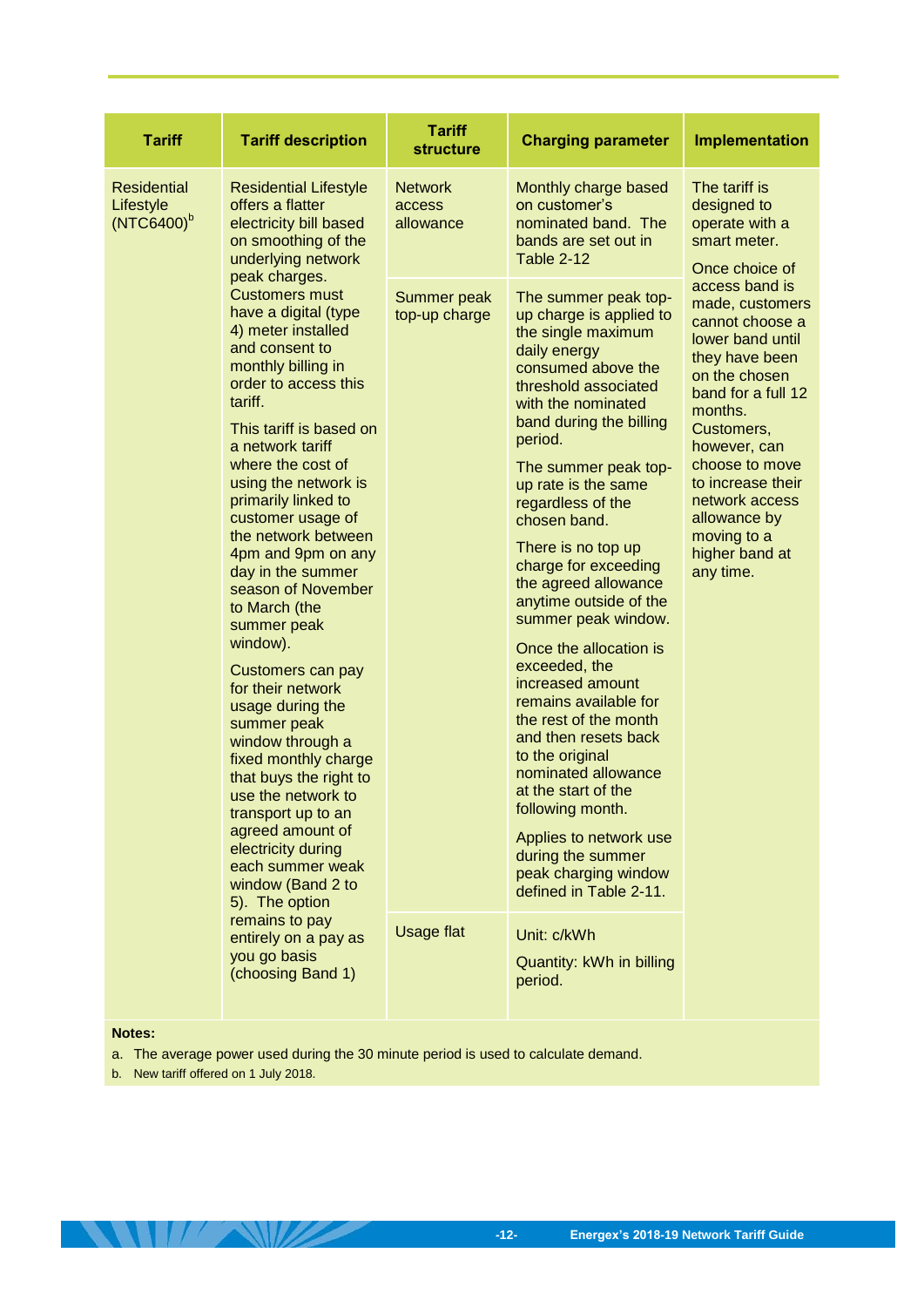| Tariff | Tariff description | Tariff structure | Charging parameter | Implementation |
|---|---|---|---|---|
| Residential Lifestyle (NTC6400)[b] | Residential Lifestyle offers a flatter electricity bill based on smoothing of the underlying network peak charges. Customers must have a digital (type 4) meter installed and consent to monthly billing in order to access this tariff.<br><br>This tariff is based on a network tariff where the cost of using the network is primarily linked to customer usage of the network between 4pm and 9pm on any day in the summer season of November to March (the summer peak window).<br><br>Customers can pay for their network usage during the summer peak window through a fixed monthly charge that buys the right to use the network to transport up to an agreed amount of electricity during each summer weak window (Band 2 to 5). The option remains to pay entirely on a pay as you go basis (choosing Band 1) | Network access allowance | Monthly charge based on customer's nominated band. The bands are set out in Table 2-12 | The tariff is designed to operate with a smart meter.<br><br>Once choice of access band is made, customers cannot choose a lower band until they have been on the chosen band for a full 12 months. Customers, however, can choose to move to increase their network access allowance by moving to a higher band at any time. |
| | | Summer peak top-up charge | The summer peak top-up charge is applied to the single maximum daily energy consumed above the threshold associated with the nominated band during the billing period.<br><br>The summer peak top-up rate is the same regardless of the chosen band.<br><br>There is no top up charge for exceeding the agreed allowance anytime outside of the summer peak window.<br><br>Once the allocation is exceeded, the increased amount remains available for the rest of the month and then resets back to the original nominated allowance at the start of the following month.<br><br>Applies to network use during the summer peak charging window defined in Table 2-11. | |
| | | Usage flat | Unit: c/kWh<br><br>Quantity: kWh in billing period. | |

**Notes:**

a. The average power used during the 30 minute period is used to calculate demand.

b. New tariff offered on 1 July 2018.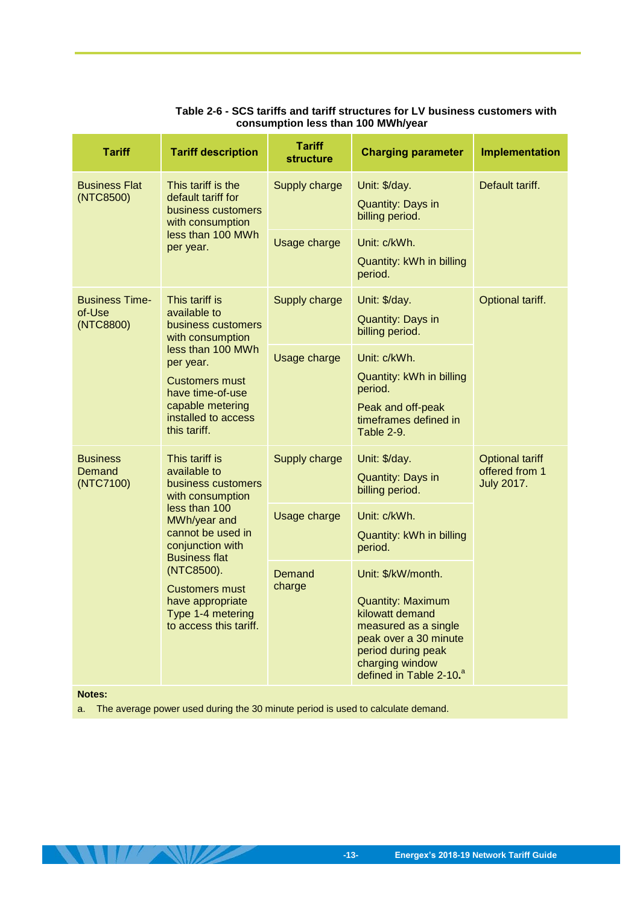**Table 2-6 - SCS tariffs and tariff structures for LV business customers with consumption less than 100 MWh/year**

| Tariff | Tariff description | Tariff structure | Charging parameter | Implementation |
|---|---|---|---|---|
| Business Flat (NTC8500) | This tariff is the default tariff for business customers with consumption less than 100 MWh per year. | Supply charge | Unit: $/day.<br>Quantity: Days in billing period. | Default tariff. |
| | | Usage charge | Unit: c/kWh.<br>Quantity: kWh in billing period. | |
| Business Time-of-Use (NTC8800) | This tariff is available to business customers with consumption less than 100 MWh per year.<br>Customers must have time-of-use capable metering installed to access this tariff. | Supply charge | Unit: $/day.<br>Quantity: Days in billing period. | Optional tariff. |
| | | Usage charge | Unit: c/kWh.<br>Quantity: kWh in billing period.<br>Peak and off-peak timeframes defined in Table 2-9. | |
| Business Demand (NTC7100) | This tariff is available to business customers with consumption less than 100 MWh/year and cannot be used in conjunction with Business flat (NTC8500).<br>Customers must have appropriate Type 1-4 metering to access this tariff. | Supply charge | Unit: $/day.<br>Quantity: Days in billing period. | Optional tariff offered from 1 July 2017. |
| | | Usage charge | Unit: c/kWh.<br>Quantity: kWh in billing period. | |
| | | Demand charge | Unit: $/kW/month.<br>Quantity: Maximum kilowatt demand measured as a single peak over a 30 minute period during peak charging window defined in Table 2-10.[a] | |

**Notes:**

a. The average power used during the 30 minute period is used to calculate demand.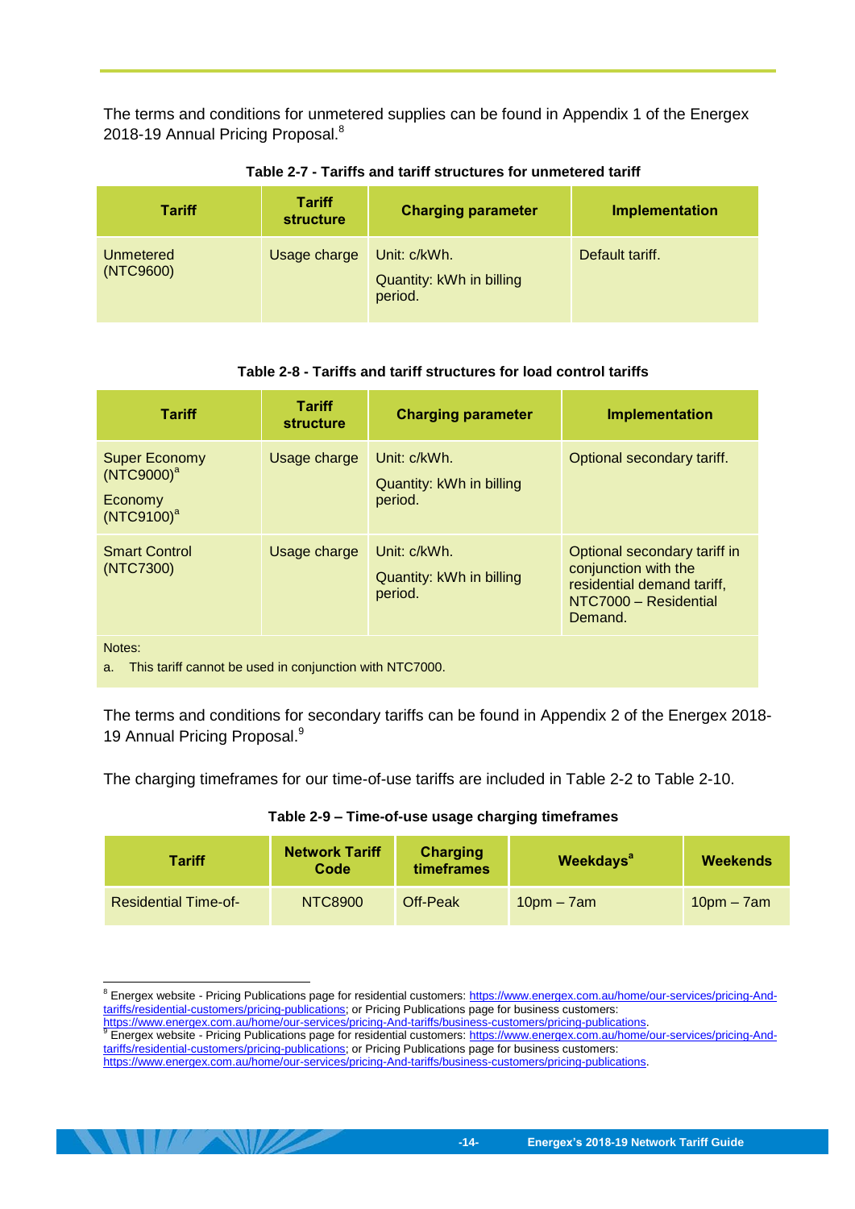The terms and conditions for unmetered supplies can be found in Appendix 1 of the Energex 2018-19 Annual Pricing Proposal.[8]

**Table 2-7 - Tariffs and tariff structures for unmetered tariff**

| Tariff | Tariff structure | Charging parameter | Implementation |
|---|---|---|---|
| Unmetered (NTC9600) | Usage charge | Unit: c/kWh.<br>Quantity: kWh in billing period. | Default tariff. |

**Table 2-8 - Tariffs and tariff structures for load control tariffs**

| Tariff | Tariff structure | Charging parameter | Implementation |
|---|---|---|---|
| Super Economy (NTC9000)[a]<br>Economy (NTC9100)[a] | Usage charge | Unit: c/kWh.<br>Quantity: kWh in billing period. | Optional secondary tariff. |
| Smart Control (NTC7300) | Usage charge | Unit: c/kWh.<br>Quantity: kWh in billing period. | Optional secondary tariff in conjunction with the residential demand tariff, NTC7000 – Residential Demand. |

Notes:

a. This tariff cannot be used in conjunction with NTC7000.

The terms and conditions for secondary tariffs can be found in Appendix 2 of the Energex 2018-19 Annual Pricing Proposal.[9]

The charging timeframes for our time-of-use tariffs are included in Table 2-2 to Table 2-10.

**Table 2-9 – Time-of-use usage charging timeframes**

| Tariff | Network Tariff Code | Charging timeframes | Weekdays[a] | Weekends |
|---|---|---|---|---|
| Residential Time-of- | NTC8900 | Off-Peak | 10pm – 7am | 10pm – 7am |

[8] Energex website - Pricing Publications page for residential customers: https://www.energex.com.au/home/our-services/pricing-And-tariffs/residential-customers/pricing-publications; or Pricing Publications page for business customers: https://www.energex.com.au/home/our-services/pricing-And-tariffs/business-customers/pricing-publications.

[9] Energex website - Pricing Publications page for residential customers: https://www.energex.com.au/home/our-services/pricing-And-tariffs/residential-customers/pricing-publications; or Pricing Publications page for business customers: https://www.energex.com.au/home/our-services/pricing-And-tariffs/business-customers/pricing-publications.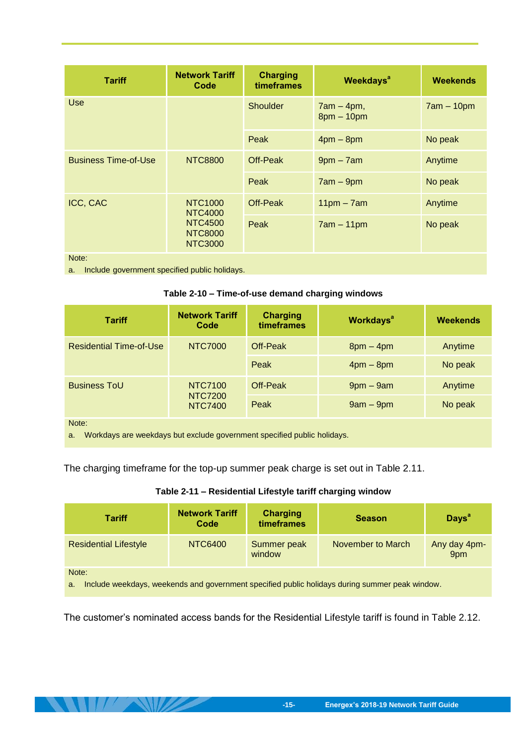| Tariff | Network Tariff Code | Charging timeframes | Weekdays[a] | Weekends |
|---|---|---|---|---|
| Use | | Shoulder | 7am – 4pm, 8pm – 10pm | 7am – 10pm |
| | | Peak | 4pm – 8pm | No peak |
| Business Time-of-Use | NTC8800 | Off-Peak | 9pm – 7am | Anytime |
| | | Peak | 7am – 9pm | No peak |
| ICC, CAC | NTC1000 NTC4000 NTC4500 NTC8000 NTC3000 | Off-Peak | 11pm – 7am | Anytime |
| | | Peak | 7am – 11pm | No peak |

Note:

a. Include government specified public holidays.

**Table 2-10 – Time-of-use demand charging windows**

| Tariff | Network Tariff Code | Charging timeframes | Workdays[a] | Weekends |
|---|---|---|---|---|
| Residential Time-of-Use | NTC7000 | Off-Peak | 8pm – 4pm | Anytime |
| | | Peak | 4pm – 8pm | No peak |
| Business ToU | NTC7100 NTC7200 NTC7400 | Off-Peak | 9pm – 9am | Anytime |
| | | Peak | 9am – 9pm | No peak |

Note:

a. Workdays are weekdays but exclude government specified public holidays.

The charging timeframe for the top-up summer peak charge is set out in Table 2.11.

**Table 2-11 – Residential Lifestyle tariff charging window**

| Tariff | Network Tariff Code | Charging timeframes | Season | Days[a] |
|---|---|---|---|---|
| Residential Lifestyle | NTC6400 | Summer peak window | November to March | Any day 4pm-9pm |

Note:

a. Include weekdays, weekends and government specified public holidays during summer peak window.

The customer's nominated access bands for the Residential Lifestyle tariff is found in Table 2.12.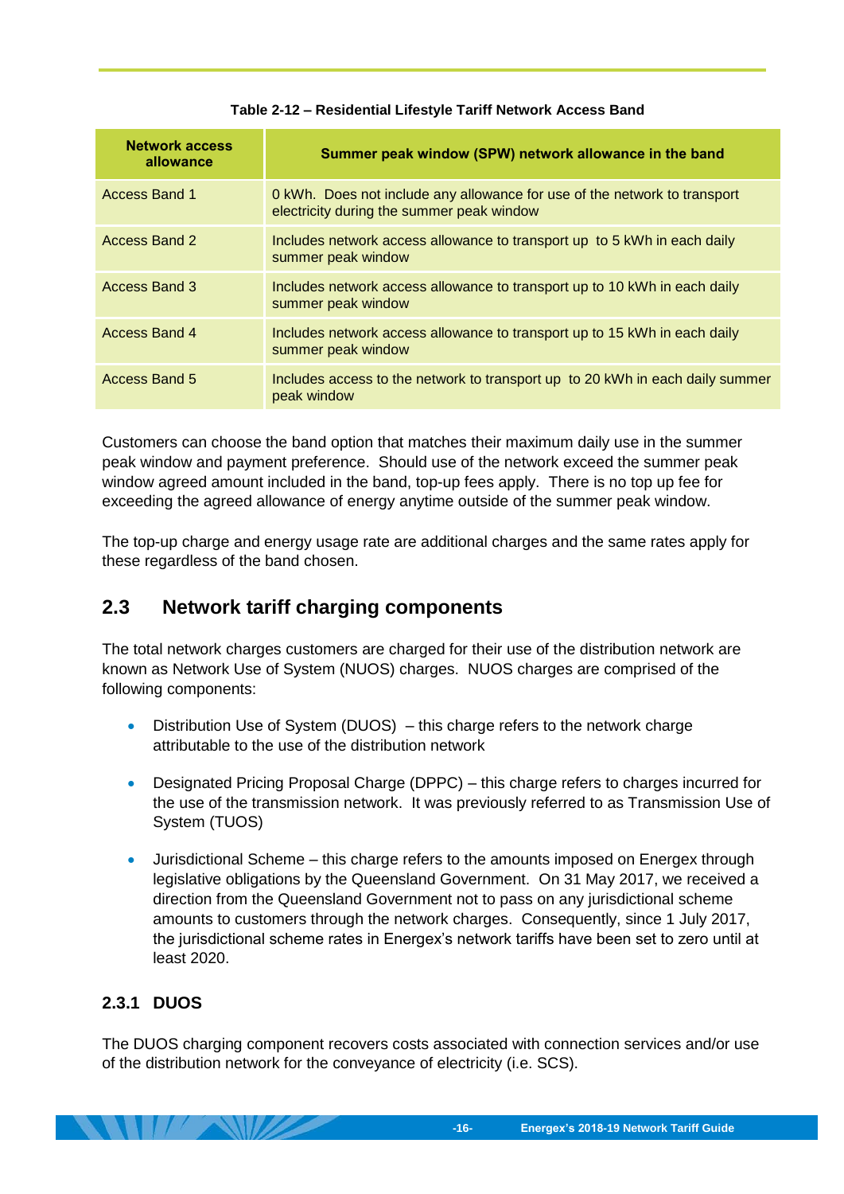**Table 2-12 – Residential Lifestyle Tariff Network Access Band**

| Network access allowance | Summer peak window (SPW) network allowance in the band |
|---|---|
| Access Band 1 | 0 kWh. Does not include any allowance for use of the network to transport electricity during the summer peak window |
| Access Band 2 | Includes network access allowance to transport up to 5 kWh in each daily summer peak window |
| Access Band 3 | Includes network access allowance to transport up to 10 kWh in each daily summer peak window |
| Access Band 4 | Includes network access allowance to transport up to 15 kWh in each daily summer peak window |
| Access Band 5 | Includes access to the network to transport up to 20 kWh in each daily summer peak window |

Customers can choose the band option that matches their maximum daily use in the summer peak window and payment preference. Should use of the network exceed the summer peak window agreed amount included in the band, top-up fees apply. There is no top up fee for exceeding the agreed allowance of energy anytime outside of the summer peak window.

The top-up charge and energy usage rate are additional charges and the same rates apply for these regardless of the band chosen.

## 2.3 Network tariff charging components

The total network charges customers are charged for their use of the distribution network are known as Network Use of System (NUOS) charges. NUOS charges are comprised of the following components:

- Distribution Use of System (DUOS) – this charge refers to the network charge attributable to the use of the distribution network
- Designated Pricing Proposal Charge (DPPC) – this charge refers to charges incurred for the use of the transmission network. It was previously referred to as Transmission Use of System (TUOS)
- Jurisdictional Scheme – this charge refers to the amounts imposed on Energex through legislative obligations by the Queensland Government. On 31 May 2017, we received a direction from the Queensland Government not to pass on any jurisdictional scheme amounts to customers through the network charges. Consequently, since 1 July 2017, the jurisdictional scheme rates in Energex's network tariffs have been set to zero until at least 2020.

### 2.3.1 DUOS

The DUOS charging component recovers costs associated with connection services and/or use of the distribution network for the conveyance of electricity (i.e. SCS).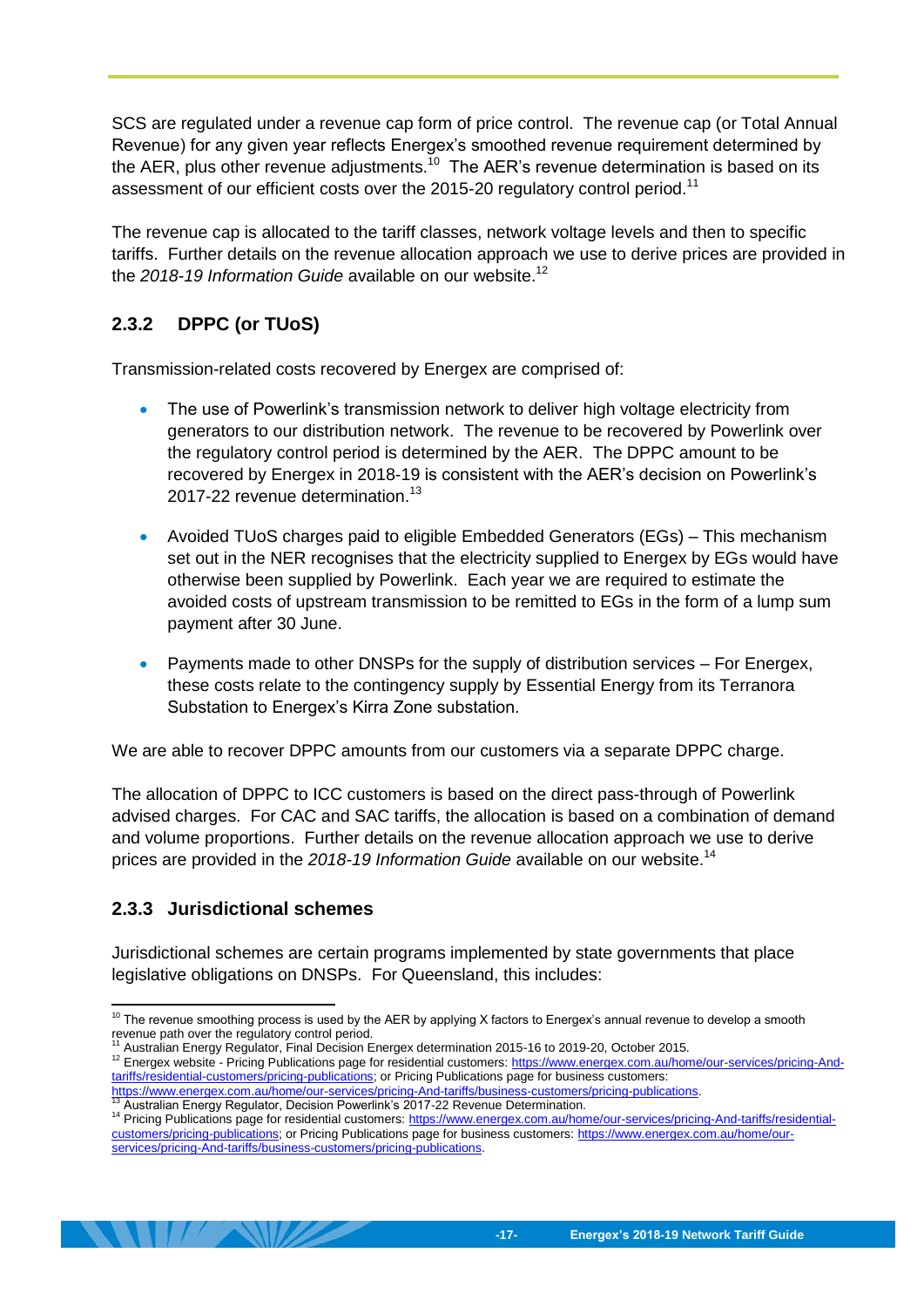SCS are regulated under a revenue cap form of price control. The revenue cap (or Total Annual Revenue) for any given year reflects Energex's smoothed revenue requirement determined by the AER, plus other revenue adjustments.[10] The AER's revenue determination is based on its assessment of our efficient costs over the 2015-20 regulatory control period.[11]

The revenue cap is allocated to the tariff classes, network voltage levels and then to specific tariffs. Further details on the revenue allocation approach we use to derive prices are provided in the *2018-19 Information Guide* available on our website.[12]

### 2.3.2 DPPC (or TUoS)

Transmission-related costs recovered by Energex are comprised of:

- The use of Powerlink's transmission network to deliver high voltage electricity from generators to our distribution network. The revenue to be recovered by Powerlink over the regulatory control period is determined by the AER. The DPPC amount to be recovered by Energex in 2018-19 is consistent with the AER's decision on Powerlink's 2017-22 revenue determination.[13]
- Avoided TUoS charges paid to eligible Embedded Generators (EGs) – This mechanism set out in the NER recognises that the electricity supplied to Energex by EGs would have otherwise been supplied by Powerlink. Each year we are required to estimate the avoided costs of upstream transmission to be remitted to EGs in the form of a lump sum payment after 30 June.
- Payments made to other DNSPs for the supply of distribution services – For Energex, these costs relate to the contingency supply by Essential Energy from its Terranora Substation to Energex's Kirra Zone substation.

We are able to recover DPPC amounts from our customers via a separate DPPC charge.

The allocation of DPPC to ICC customers is based on the direct pass-through of Powerlink advised charges. For CAC and SAC tariffs, the allocation is based on a combination of demand and volume proportions. Further details on the revenue allocation approach we use to derive prices are provided in the *2018-19 Information Guide* available on our website.[14]

### 2.3.3 Jurisdictional schemes

Jurisdictional schemes are certain programs implemented by state governments that place legislative obligations on DNSPs. For Queensland, this includes:

---

[10] The revenue smoothing process is used by the AER by applying X factors to Energex's annual revenue to develop a smooth revenue path over the regulatory control period.

[11] Australian Energy Regulator, Final Decision Energex determination 2015-16 to 2019-20, October 2015.

[12] Energex website - Pricing Publications page for residential customers: https://www.energex.com.au/home/our-services/pricing-And-tariffs/residential-customers/pricing-publications; or Pricing Publications page for business customers: https://www.energex.com.au/home/our-services/pricing-And-tariffs/business-customers/pricing-publications.

[13] Australian Energy Regulator, Decision Powerlink's 2017-22 Revenue Determination.

[14] Pricing Publications page for residential customers: https://www.energex.com.au/home/our-services/pricing-And-tariffs/residential-customers/pricing-publications; or Pricing Publications page for business customers: https://www.energex.com.au/home/our-services/pricing-And-tariffs/business-customers/pricing-publications.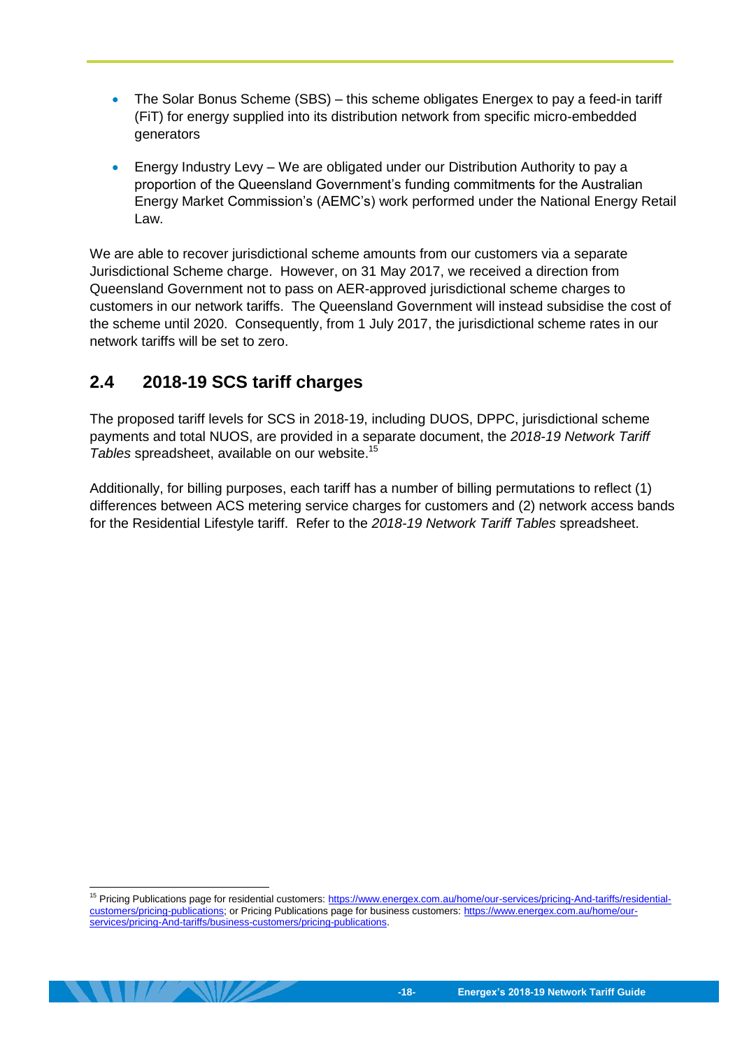- The Solar Bonus Scheme (SBS) – this scheme obligates Energex to pay a feed-in tariff (FiT) for energy supplied into its distribution network from specific micro-embedded generators
- Energy Industry Levy – We are obligated under our Distribution Authority to pay a proportion of the Queensland Government's funding commitments for the Australian Energy Market Commission's (AEMC's) work performed under the National Energy Retail Law.

We are able to recover jurisdictional scheme amounts from our customers via a separate Jurisdictional Scheme charge. However, on 31 May 2017, we received a direction from Queensland Government not to pass on AER-approved jurisdictional scheme charges to customers in our network tariffs. The Queensland Government will instead subsidise the cost of the scheme until 2020. Consequently, from 1 July 2017, the jurisdictional scheme rates in our network tariffs will be set to zero.

## 2.4 2018-19 SCS tariff charges

The proposed tariff levels for SCS in 2018-19, including DUOS, DPPC, jurisdictional scheme payments and total NUOS, are provided in a separate document, the *2018-19 Network Tariff Tables* spreadsheet, available on our website.[15]

Additionally, for billing purposes, each tariff has a number of billing permutations to reflect (1) differences between ACS metering service charges for customers and (2) network access bands for the Residential Lifestyle tariff. Refer to the *2018-19 Network Tariff Tables* spreadsheet.

[15] Pricing Publications page for residential customers: https://www.energex.com.au/home/our-services/pricing-And-tariffs/residential-customers/pricing-publications; or Pricing Publications page for business customers: https://www.energex.com.au/home/our-services/pricing-And-tariffs/business-customers/pricing-publications.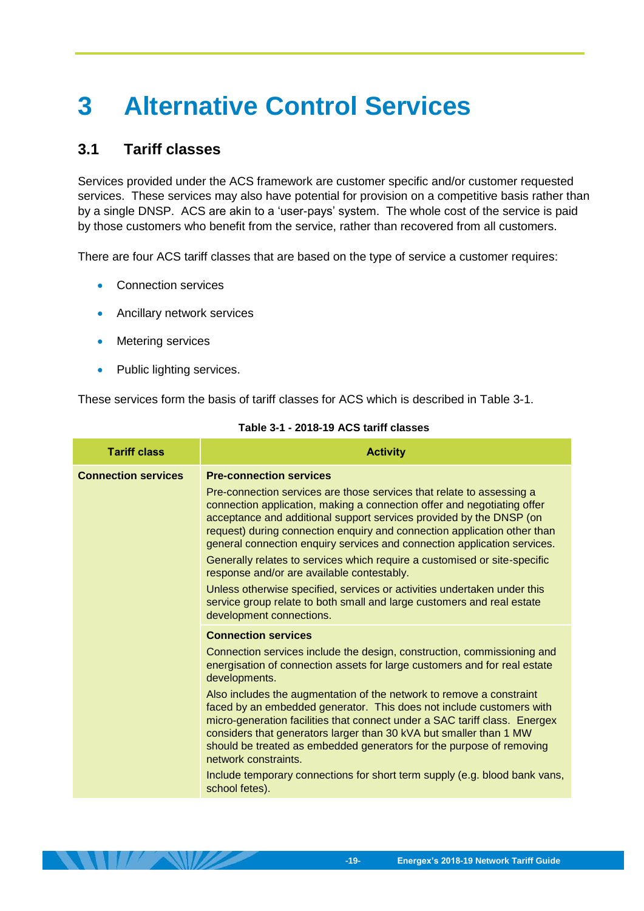# 3 Alternative Control Services

## 3.1 Tariff classes

Services provided under the ACS framework are customer specific and/or customer requested services. These services may also have potential for provision on a competitive basis rather than by a single DNSP. ACS are akin to a 'user-pays' system. The whole cost of the service is paid by those customers who benefit from the service, rather than recovered from all customers.

There are four ACS tariff classes that are based on the type of service a customer requires:

- Connection services
- Ancillary network services
- Metering services
- Public lighting services.

These services form the basis of tariff classes for ACS which is described in Table 3-1.

**Table 3-1 - 2018-19 ACS tariff classes**

| Tariff class | Activity |
|---|---|
| **Connection services** | **Pre-connection services**<br><br>Pre-connection services are those services that relate to assessing a connection application, making a connection offer and negotiating offer acceptance and additional support services provided by the DNSP (on request) during connection enquiry and connection application other than general connection enquiry services and connection application services.<br><br>Generally relates to services which require a customised or site-specific response and/or are available contestably.<br><br>Unless otherwise specified, services or activities undertaken under this service group relate to both small and large customers and real estate development connections. |
| | **Connection services**<br><br>Connection services include the design, construction, commissioning and energisation of connection assets for large customers and for real estate developments.<br><br>Also includes the augmentation of the network to remove a constraint faced by an embedded generator. This does not include customers with micro-generation facilities that connect under a SAC tariff class. Energex considers that generators larger than 30 kVA but smaller than 1 MW should be treated as embedded generators for the purpose of removing network constraints.<br><br>Include temporary connections for short term supply (e.g. blood bank vans, school fetes). |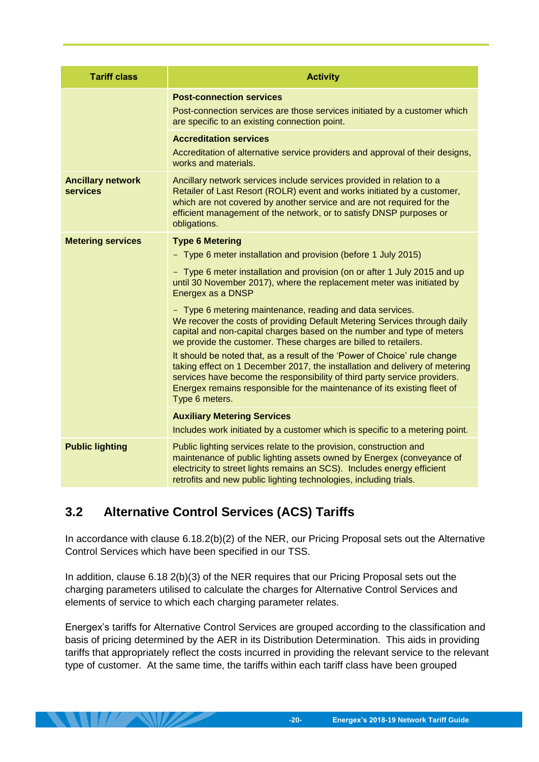| Tariff class | Activity |
|---|---|
| | **Post-connection services**<br>Post-connection services are those services initiated by a customer which are specific to an existing connection point. |
| | **Accreditation services**<br>Accreditation of alternative service providers and approval of their designs, works and materials. |
| **Ancillary network services** | Ancillary network services include services provided in relation to a Retailer of Last Resort (ROLR) event and works initiated by a customer, which are not covered by another service and are not required for the efficient management of the network, or to satisfy DNSP purposes or obligations. |
| **Metering services** | **Type 6 Metering**<br>- Type 6 meter installation and provision (before 1 July 2015)<br>- Type 6 meter installation and provision (on or after 1 July 2015 and up until 30 November 2017), where the replacement meter was initiated by Energex as a DNSP<br>- Type 6 metering maintenance, reading and data services. We recover the costs of providing Default Metering Services through daily capital and non-capital charges based on the number and type of meters we provide the customer. These charges are billed to retailers.<br>It should be noted that, as a result of the 'Power of Choice' rule change taking effect on 1 December 2017, the installation and delivery of metering services have become the responsibility of third party service providers. Energex remains responsible for the maintenance of its existing fleet of Type 6 meters. |
| | **Auxiliary Metering Services**<br>Includes work initiated by a customer which is specific to a metering point. |
| **Public lighting** | Public lighting services relate to the provision, construction and maintenance of public lighting assets owned by Energex (conveyance of electricity to street lights remains an SCS). Includes energy efficient retrofits and new public lighting technologies, including trials. |

## 3.2 Alternative Control Services (ACS) Tariffs

In accordance with clause 6.18.2(b)(2) of the NER, our Pricing Proposal sets out the Alternative Control Services which have been specified in our TSS.

In addition, clause 6.18 2(b)(3) of the NER requires that our Pricing Proposal sets out the charging parameters utilised to calculate the charges for Alternative Control Services and elements of service to which each charging parameter relates.

Energex's tariffs for Alternative Control Services are grouped according to the classification and basis of pricing determined by the AER in its Distribution Determination. This aids in providing tariffs that appropriately reflect the costs incurred in providing the relevant service to the relevant type of customer. At the same time, the tariffs within each tariff class have been grouped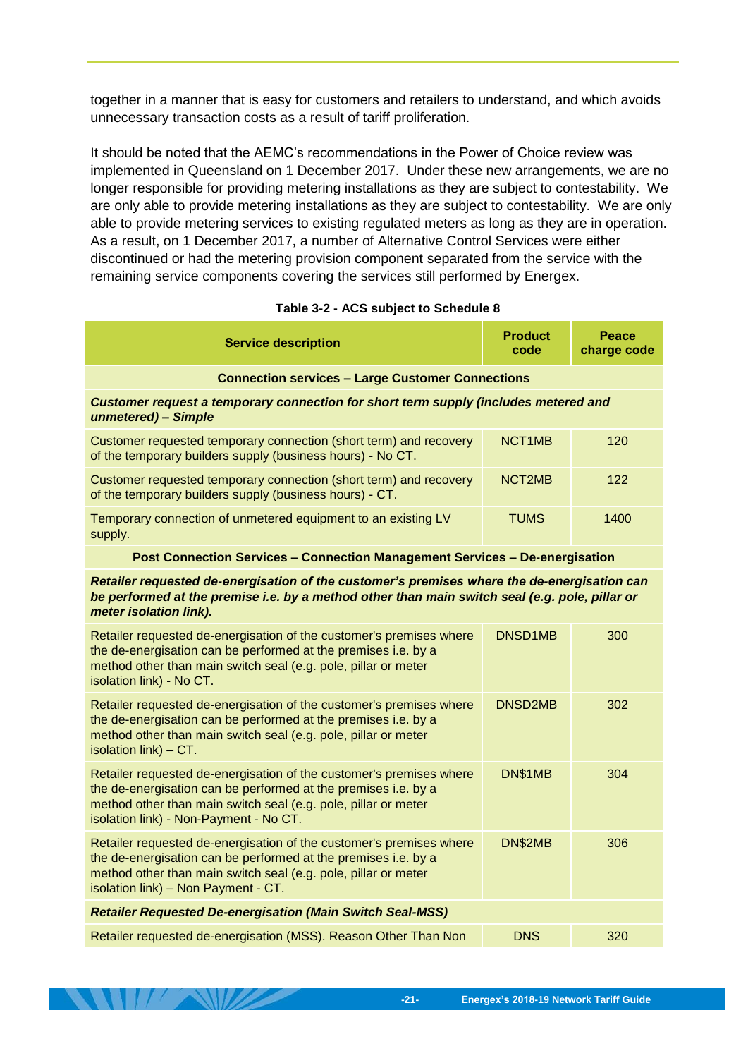together in a manner that is easy for customers and retailers to understand, and which avoids unnecessary transaction costs as a result of tariff proliferation.

It should be noted that the AEMC's recommendations in the Power of Choice review was implemented in Queensland on 1 December 2017. Under these new arrangements, we are no longer responsible for providing metering installations as they are subject to contestability. We are only able to provide metering installations as they are subject to contestability. We are only able to provide metering services to existing regulated meters as long as they are in operation. As a result, on 1 December 2017, a number of Alternative Control Services were either discontinued or had the metering provision component separated from the service with the remaining service components covering the services still performed by Energex.

**Table 3-2 - ACS subject to Schedule 8**

| Service description | Product code | Peace charge code |
|---|---|---|
| **Connection services – Large Customer Connections** | | |
| ***Customer request a temporary connection for short term supply (includes metered and unmetered) – Simple*** | | |
| Customer requested temporary connection (short term) and recovery of the temporary builders supply (business hours) - No CT. | NCT1MB | 120 |
| Customer requested temporary connection (short term) and recovery of the temporary builders supply (business hours) - CT. | NCT2MB | 122 |
| Temporary connection of unmetered equipment to an existing LV supply. | TUMS | 1400 |
| **Post Connection Services – Connection Management Services – De-energisation** | | |
| ***Retailer requested de-energisation of the customer's premises where the de-energisation can be performed at the premise i.e. by a method other than main switch seal (e.g. pole, pillar or meter isolation link).*** | | |
| Retailer requested de-energisation of the customer's premises where the de-energisation can be performed at the premises i.e. by a method other than main switch seal (e.g. pole, pillar or meter isolation link) - No CT. | DNSD1MB | 300 |
| Retailer requested de-energisation of the customer's premises where the de-energisation can be performed at the premises i.e. by a method other than main switch seal (e.g. pole, pillar or meter isolation link) – CT. | DNSD2MB | 302 |
| Retailer requested de-energisation of the customer's premises where the de-energisation can be performed at the premises i.e. by a method other than main switch seal (e.g. pole, pillar or meter isolation link) - Non-Payment - No CT. | DN$1MB | 304 |
| Retailer requested de-energisation of the customer's premises where the de-energisation can be performed at the premises i.e. by a method other than main switch seal (e.g. pole, pillar or meter isolation link) – Non Payment - CT. | DN$2MB | 306 |
| ***Retailer Requested De-energisation (Main Switch Seal-MSS)*** | | |
| Retailer requested de-energisation (MSS). Reason Other Than Non | DNS | 320 |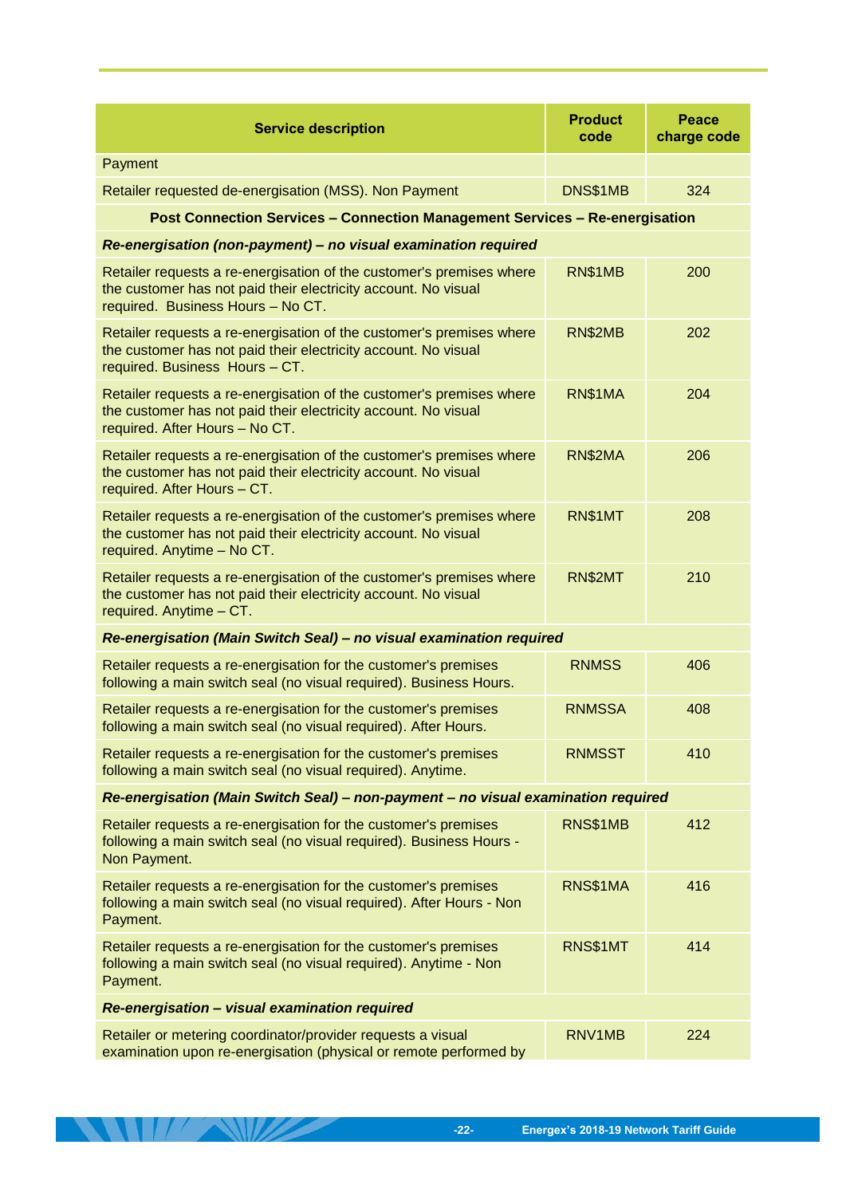| Service description | Product code | Peace charge code |
|---|---|---|
| Payment | | |
| Retailer requested de-energisation (MSS). Non Payment | DNS$1MB | 324 |
| **Post Connection Services – Connection Management Services – Re-energisation** | | |
| ***Re-energisation (non-payment) – no visual examination required*** | | |
| Retailer requests a re-energisation of the customer's premises where the customer has not paid their electricity account. No visual required. Business Hours – No CT. | RN$1MB | 200 |
| Retailer requests a re-energisation of the customer's premises where the customer has not paid their electricity account. No visual required. Business Hours – CT. | RN$2MB | 202 |
| Retailer requests a re-energisation of the customer's premises where the customer has not paid their electricity account. No visual required. After Hours – No CT. | RN$1MA | 204 |
| Retailer requests a re-energisation of the customer's premises where the customer has not paid their electricity account. No visual required. After Hours – CT. | RN$2MA | 206 |
| Retailer requests a re-energisation of the customer's premises where the customer has not paid their electricity account. No visual required. Anytime – No CT. | RN$1MT | 208 |
| Retailer requests a re-energisation of the customer's premises where the customer has not paid their electricity account. No visual required. Anytime – CT. | RN$2MT | 210 |
| ***Re-energisation (Main Switch Seal) – no visual examination required*** | | |
| Retailer requests a re-energisation for the customer's premises following a main switch seal (no visual required). Business Hours. | RNMSS | 406 |
| Retailer requests a re-energisation for the customer's premises following a main switch seal (no visual required). After Hours. | RNMSSA | 408 |
| Retailer requests a re-energisation for the customer's premises following a main switch seal (no visual required). Anytime. | RNMSST | 410 |
| ***Re-energisation (Main Switch Seal) – non-payment – no visual examination required*** | | |
| Retailer requests a re-energisation for the customer's premises following a main switch seal (no visual required). Business Hours - Non Payment. | RNS$1MB | 412 |
| Retailer requests a re-energisation for the customer's premises following a main switch seal (no visual required). After Hours - Non Payment. | RNS$1MA | 416 |
| Retailer requests a re-energisation for the customer's premises following a main switch seal (no visual required). Anytime - Non Payment. | RNS$1MT | 414 |
| ***Re-energisation – visual examination required*** | | |
| Retailer or metering coordinator/provider requests a visual examination upon re-energisation (physical or remote performed by | RNV1MB | 224 |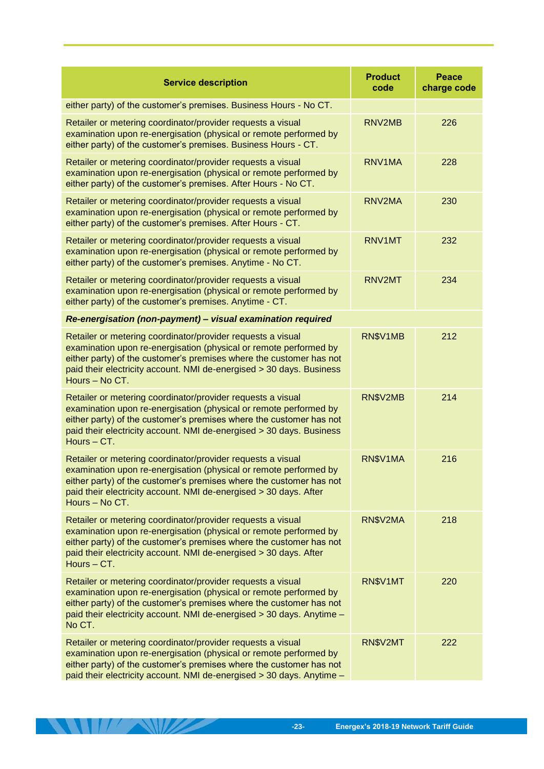| Service description | Product code | Peace charge code |
|---|---|---|
| either party) of the customer's premises. Business Hours - No CT. | | |
| Retailer or metering coordinator/provider requests a visual examination upon re-energisation (physical or remote performed by either party) of the customer's premises. Business Hours - CT. | RNV2MB | 226 |
| Retailer or metering coordinator/provider requests a visual examination upon re-energisation (physical or remote performed by either party) of the customer's premises. After Hours - No CT. | RNV1MA | 228 |
| Retailer or metering coordinator/provider requests a visual examination upon re-energisation (physical or remote performed by either party) of the customer's premises. After Hours - CT. | RNV2MA | 230 |
| Retailer or metering coordinator/provider requests a visual examination upon re-energisation (physical or remote performed by either party) of the customer's premises. Anytime - No CT. | RNV1MT | 232 |
| Retailer or metering coordinator/provider requests a visual examination upon re-energisation (physical or remote performed by either party) of the customer's premises. Anytime - CT. | RNV2MT | 234 |
| ***Re-energisation (non-payment) – visual examination required*** | | |
| Retailer or metering coordinator/provider requests a visual examination upon re-energisation (physical or remote performed by either party) of the customer's premises where the customer has not paid their electricity account. NMI de-energised > 30 days. Business Hours – No CT. | RN$V1MB | 212 |
| Retailer or metering coordinator/provider requests a visual examination upon re-energisation (physical or remote performed by either party) of the customer's premises where the customer has not paid their electricity account. NMI de-energised > 30 days. Business Hours – CT. | RN$V2MB | 214 |
| Retailer or metering coordinator/provider requests a visual examination upon re-energisation (physical or remote performed by either party) of the customer's premises where the customer has not paid their electricity account. NMI de-energised > 30 days. After Hours – No CT. | RN$V1MA | 216 |
| Retailer or metering coordinator/provider requests a visual examination upon re-energisation (physical or remote performed by either party) of the customer's premises where the customer has not paid their electricity account. NMI de-energised > 30 days. After Hours – CT. | RN$V2MA | 218 |
| Retailer or metering coordinator/provider requests a visual examination upon re-energisation (physical or remote performed by either party) of the customer's premises where the customer has not paid their electricity account. NMI de-energised > 30 days. Anytime – No CT. | RN$V1MT | 220 |
| Retailer or metering coordinator/provider requests a visual examination upon re-energisation (physical or remote performed by either party) of the customer's premises where the customer has not paid their electricity account. NMI de-energised > 30 days. Anytime – | RN$V2MT | 222 |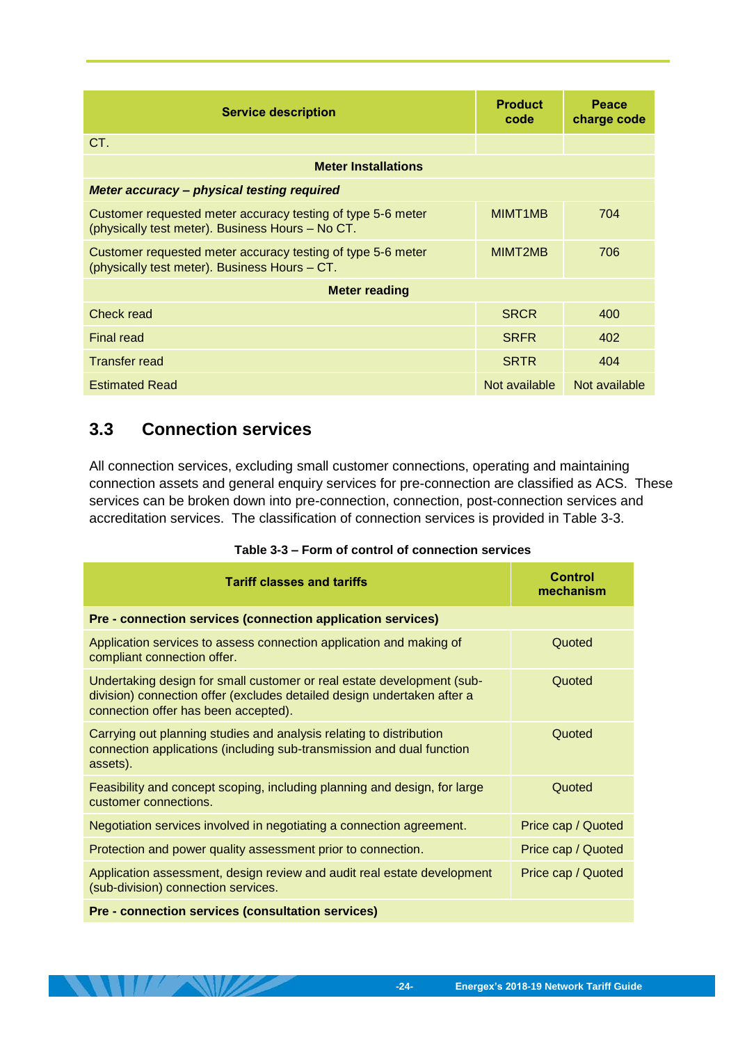| Service description | Product code | Peace charge code |
|---|---|---|
| CT. | | |
| **Meter Installations** | | |
| ***Meter accuracy – physical testing required*** | | |
| Customer requested meter accuracy testing of type 5-6 meter (physically test meter). Business Hours – No CT. | MIMT1MB | 704 |
| Customer requested meter accuracy testing of type 5-6 meter (physically test meter). Business Hours – CT. | MIMT2MB | 706 |
| **Meter reading** | | |
| Check read | SRCR | 400 |
| Final read | SRFR | 402 |
| Transfer read | SRTR | 404 |
| Estimated Read | Not available | Not available |

## 3.3 Connection services

All connection services, excluding small customer connections, operating and maintaining connection assets and general enquiry services for pre-connection are classified as ACS. These services can be broken down into pre-connection, connection, post-connection services and accreditation services. The classification of connection services is provided in Table 3-3.

**Table 3-3 – Form of control of connection services**

| Tariff classes and tariffs | Control mechanism |
|---|---|
| **Pre - connection services (connection application services)** | |
| Application services to assess connection application and making of compliant connection offer. | Quoted |
| Undertaking design for small customer or real estate development (sub-division) connection offer (excludes detailed design undertaken after a connection offer has been accepted). | Quoted |
| Carrying out planning studies and analysis relating to distribution connection applications (including sub-transmission and dual function assets). | Quoted |
| Feasibility and concept scoping, including planning and design, for large customer connections. | Quoted |
| Negotiation services involved in negotiating a connection agreement. | Price cap / Quoted |
| Protection and power quality assessment prior to connection. | Price cap / Quoted |
| Application assessment, design review and audit real estate development (sub-division) connection services. | Price cap / Quoted |
| **Pre - connection services (consultation services)** | |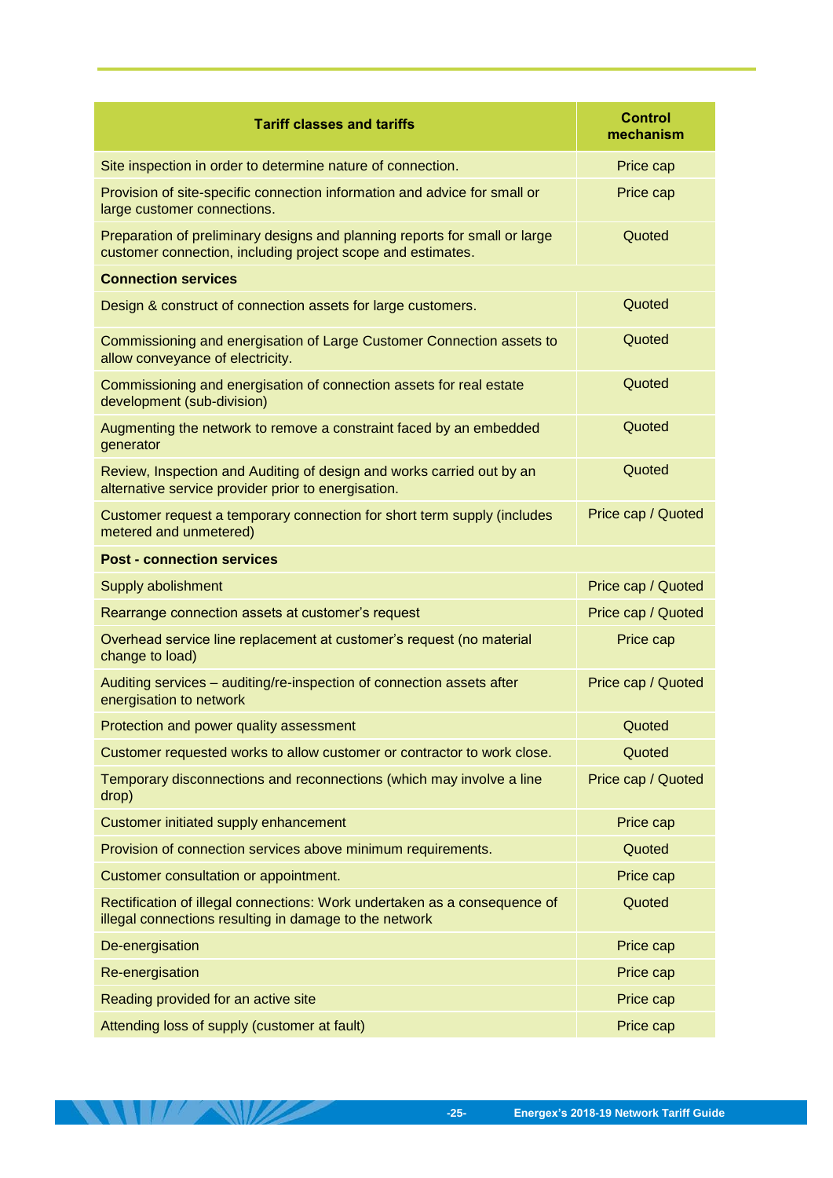| Tariff classes and tariffs | Control mechanism |
|---|---|
| Site inspection in order to determine nature of connection. | Price cap |
| Provision of site-specific connection information and advice for small or large customer connections. | Price cap |
| Preparation of preliminary designs and planning reports for small or large customer connection, including project scope and estimates. | Quoted |
| **Connection services** | |
| Design & construct of connection assets for large customers. | Quoted |
| Commissioning and energisation of Large Customer Connection assets to allow conveyance of electricity. | Quoted |
| Commissioning and energisation of connection assets for real estate development (sub-division) | Quoted |
| Augmenting the network to remove a constraint faced by an embedded generator | Quoted |
| Review, Inspection and Auditing of design and works carried out by an alternative service provider prior to energisation. | Quoted |
| Customer request a temporary connection for short term supply (includes metered and unmetered) | Price cap / Quoted |
| **Post - connection services** | |
| Supply abolishment | Price cap / Quoted |
| Rearrange connection assets at customer's request | Price cap / Quoted |
| Overhead service line replacement at customer's request (no material change to load) | Price cap |
| Auditing services – auditing/re-inspection of connection assets after energisation to network | Price cap / Quoted |
| Protection and power quality assessment | Quoted |
| Customer requested works to allow customer or contractor to work close. | Quoted |
| Temporary disconnections and reconnections (which may involve a line drop) | Price cap / Quoted |
| Customer initiated supply enhancement | Price cap |
| Provision of connection services above minimum requirements. | Quoted |
| Customer consultation or appointment. | Price cap |
| Rectification of illegal connections: Work undertaken as a consequence of illegal connections resulting in damage to the network | Quoted |
| De-energisation | Price cap |
| Re-energisation | Price cap |
| Reading provided for an active site | Price cap |
| Attending loss of supply (customer at fault) | Price cap |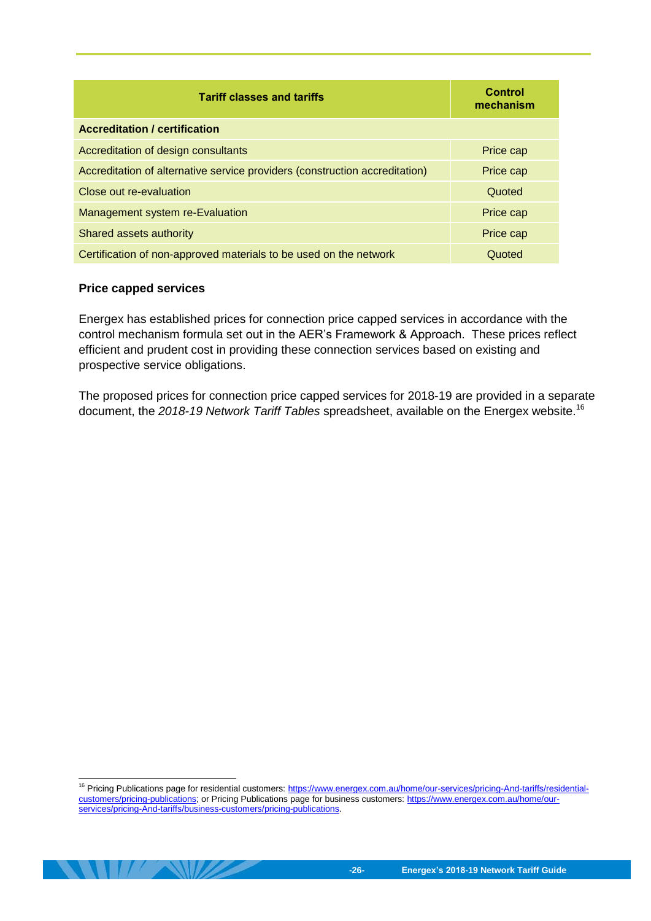| Tariff classes and tariffs | Control mechanism |
|---|---|
| **Accreditation / certification** | |
| Accreditation of design consultants | Price cap |
| Accreditation of alternative service providers (construction accreditation) | Price cap |
| Close out re-evaluation | Quoted |
| Management system re-Evaluation | Price cap |
| Shared assets authority | Price cap |
| Certification of non-approved materials to be used on the network | Quoted |

**Price capped services**

Energex has established prices for connection price capped services in accordance with the control mechanism formula set out in the AER's Framework & Approach. These prices reflect efficient and prudent cost in providing these connection services based on existing and prospective service obligations.

The proposed prices for connection price capped services for 2018-19 are provided in a separate document, the *2018-19 Network Tariff Tables* spreadsheet, available on the Energex website.[16]

[16] Pricing Publications page for residential customers: https://www.energex.com.au/home/our-services/pricing-And-tariffs/residential-customers/pricing-publications; or Pricing Publications page for business customers: https://www.energex.com.au/home/our-services/pricing-And-tariffs/business-customers/pricing-publications.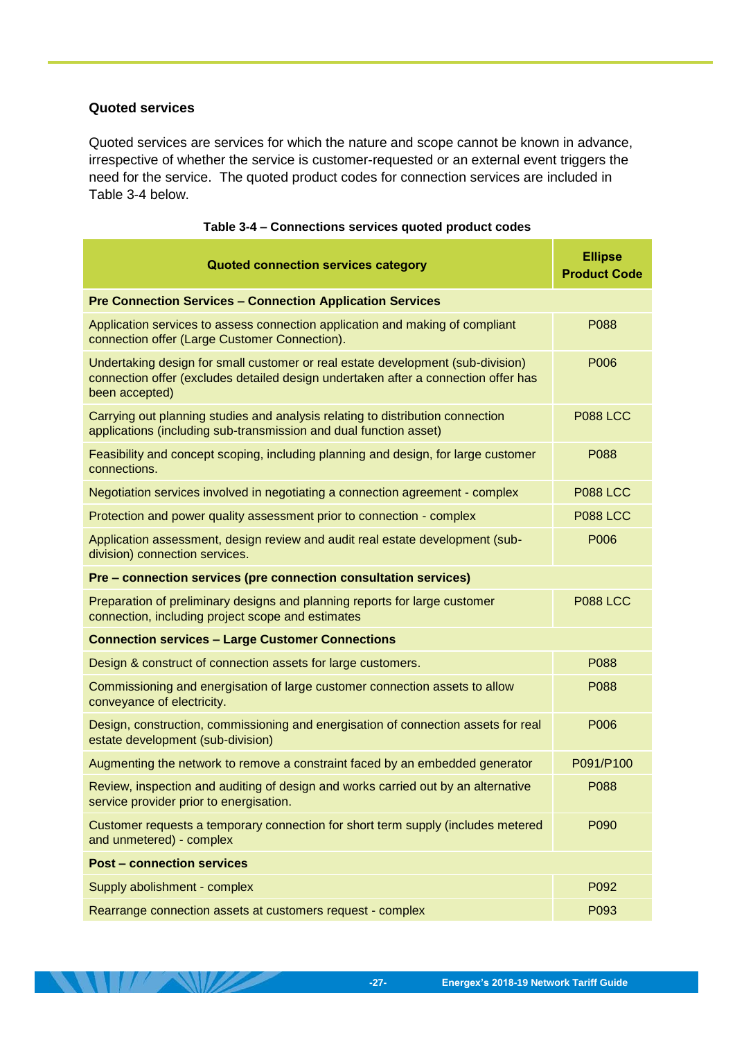### Quoted services

Quoted services are services for which the nature and scope cannot be known in advance, irrespective of whether the service is customer-requested or an external event triggers the need for the service. The quoted product codes for connection services are included in Table 3-4 below.

**Table 3-4 – Connections services quoted product codes**

| Quoted connection services category | Ellipse Product Code |
|---|---|
| **Pre Connection Services – Connection Application Services** | |
| Application services to assess connection application and making of compliant connection offer (Large Customer Connection). | P088 |
| Undertaking design for small customer or real estate development (sub-division) connection offer (excludes detailed design undertaken after a connection offer has been accepted) | P006 |
| Carrying out planning studies and analysis relating to distribution connection applications (including sub-transmission and dual function asset) | P088 LCC |
| Feasibility and concept scoping, including planning and design, for large customer connections. | P088 |
| Negotiation services involved in negotiating a connection agreement - complex | P088 LCC |
| Protection and power quality assessment prior to connection - complex | P088 LCC |
| Application assessment, design review and audit real estate development (sub-division) connection services. | P006 |
| **Pre – connection services (pre connection consultation services)** | |
| Preparation of preliminary designs and planning reports for large customer connection, including project scope and estimates | P088 LCC |
| **Connection services – Large Customer Connections** | |
| Design & construct of connection assets for large customers. | P088 |
| Commissioning and energisation of large customer connection assets to allow conveyance of electricity. | P088 |
| Design, construction, commissioning and energisation of connection assets for real estate development (sub-division) | P006 |
| Augmenting the network to remove a constraint faced by an embedded generator | P091/P100 |
| Review, inspection and auditing of design and works carried out by an alternative service provider prior to energisation. | P088 |
| Customer requests a temporary connection for short term supply (includes metered and unmetered) - complex | P090 |
| **Post – connection services** | |
| Supply abolishment - complex | P092 |
| Rearrange connection assets at customers request - complex | P093 |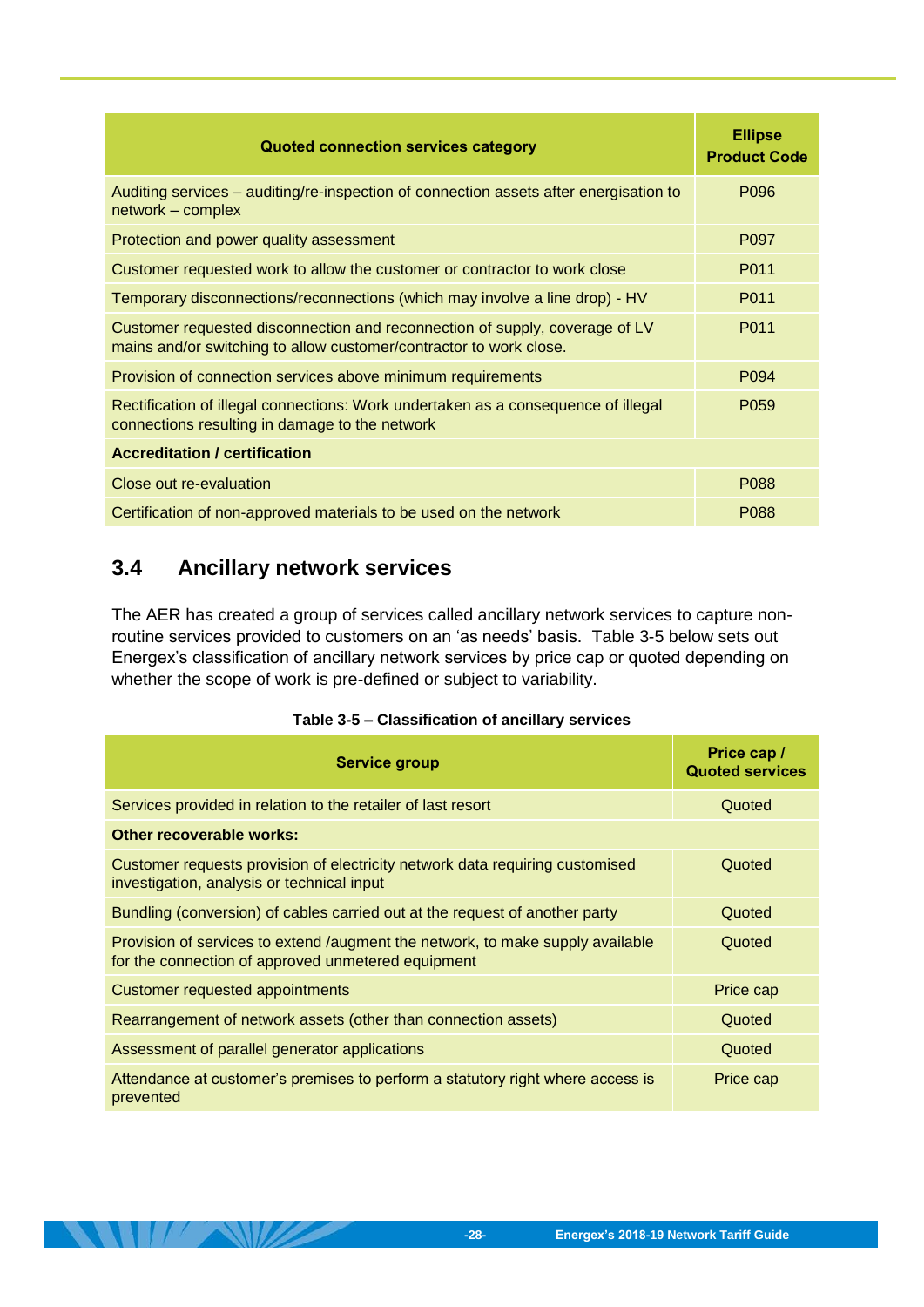| Quoted connection services category | Ellipse Product Code |
|---|---|
| Auditing services – auditing/re-inspection of connection assets after energisation to network – complex | P096 |
| Protection and power quality assessment | P097 |
| Customer requested work to allow the customer or contractor to work close | P011 |
| Temporary disconnections/reconnections (which may involve a line drop) - HV | P011 |
| Customer requested disconnection and reconnection of supply, coverage of LV mains and/or switching to allow customer/contractor to work close. | P011 |
| Provision of connection services above minimum requirements | P094 |
| Rectification of illegal connections: Work undertaken as a consequence of illegal connections resulting in damage to the network | P059 |
| **Accreditation / certification** | |
| Close out re-evaluation | P088 |
| Certification of non-approved materials to be used on the network | P088 |

## 3.4 Ancillary network services

The AER has created a group of services called ancillary network services to capture non-routine services provided to customers on an 'as needs' basis. Table 3-5 below sets out Energex's classification of ancillary network services by price cap or quoted depending on whether the scope of work is pre-defined or subject to variability.

**Table 3-5 – Classification of ancillary services**

| Service group | Price cap / Quoted services |
|---|---|
| Services provided in relation to the retailer of last resort | Quoted |
| **Other recoverable works:** | |
| Customer requests provision of electricity network data requiring customised investigation, analysis or technical input | Quoted |
| Bundling (conversion) of cables carried out at the request of another party | Quoted |
| Provision of services to extend /augment the network, to make supply available for the connection of approved unmetered equipment | Quoted |
| Customer requested appointments | Price cap |
| Rearrangement of network assets (other than connection assets) | Quoted |
| Assessment of parallel generator applications | Quoted |
| Attendance at customer's premises to perform a statutory right where access is prevented | Price cap |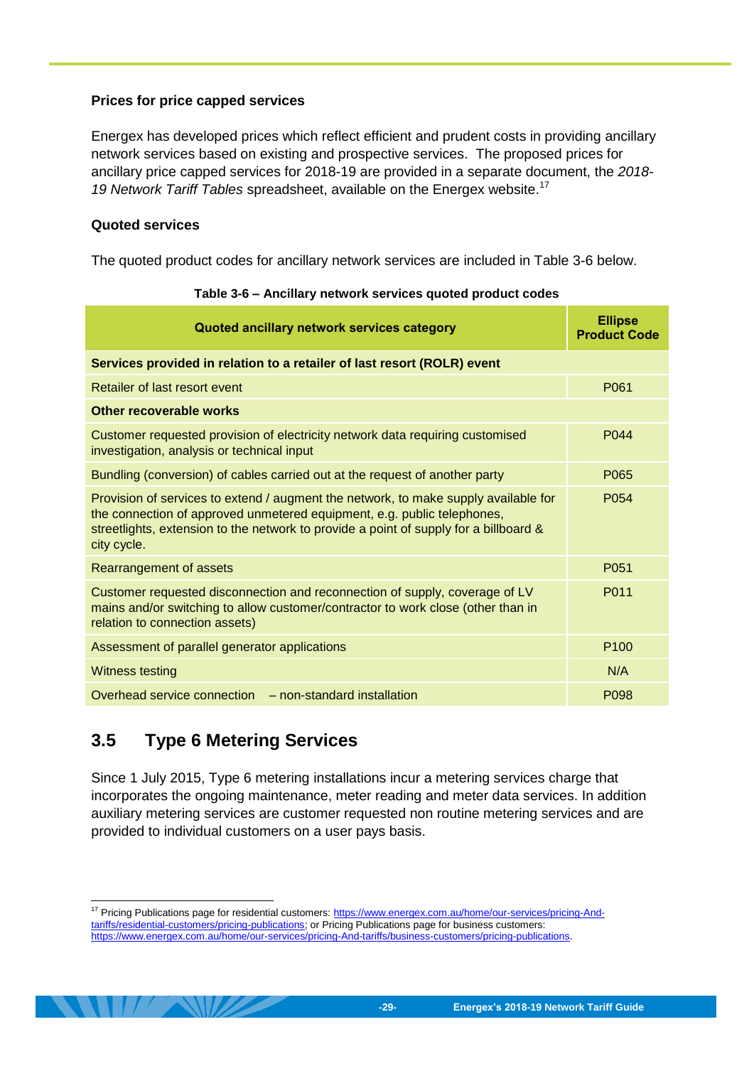### Prices for price capped services

Energex has developed prices which reflect efficient and prudent costs in providing ancillary network services based on existing and prospective services. The proposed prices for ancillary price capped services for 2018-19 are provided in a separate document, the *2018-19 Network Tariff Tables* spreadsheet, available on the Energex website.[17]

### Quoted services

The quoted product codes for ancillary network services are included in Table 3-6 below.

**Table 3-6 – Ancillary network services quoted product codes**

| Quoted ancillary network services category | Ellipse Product Code |
|---|---|
| **Services provided in relation to a retailer of last resort (ROLR) event** | |
| Retailer of last resort event | P061 |
| **Other recoverable works** | |
| Customer requested provision of electricity network data requiring customised investigation, analysis or technical input | P044 |
| Bundling (conversion) of cables carried out at the request of another party | P065 |
| Provision of services to extend / augment the network, to make supply available for the connection of approved unmetered equipment, e.g. public telephones, streetlights, extension to the network to provide a point of supply for a billboard & city cycle. | P054 |
| Rearrangement of assets | P051 |
| Customer requested disconnection and reconnection of supply, coverage of LV mains and/or switching to allow customer/contractor to work close (other than in relation to connection assets) | P011 |
| Assessment of parallel generator applications | P100 |
| Witness testing | N/A |
| Overhead service connection – non-standard installation | P098 |

## 3.5 Type 6 Metering Services

Since 1 July 2015, Type 6 metering installations incur a metering services charge that incorporates the ongoing maintenance, meter reading and meter data services. In addition auxiliary metering services are customer requested non routine metering services and are provided to individual customers on a user pays basis.

---

[17] Pricing Publications page for residential customers: https://www.energex.com.au/home/our-services/pricing-And-tariffs/residential-customers/pricing-publications; or Pricing Publications page for business customers: https://www.energex.com.au/home/our-services/pricing-And-tariffs/business-customers/pricing-publications.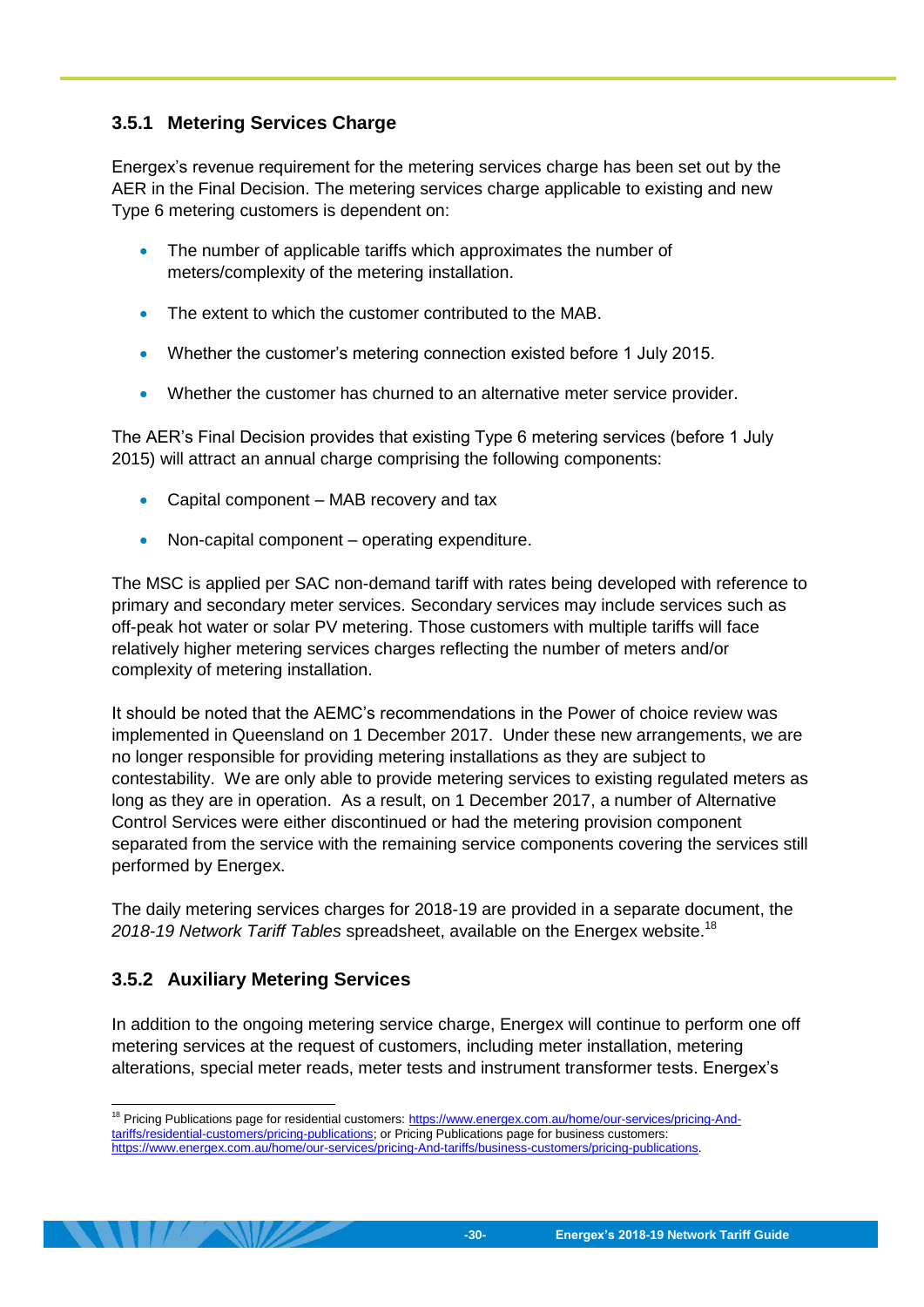### 3.5.1 Metering Services Charge

Energex's revenue requirement for the metering services charge has been set out by the AER in the Final Decision. The metering services charge applicable to existing and new Type 6 metering customers is dependent on:

- The number of applicable tariffs which approximates the number of meters/complexity of the metering installation.
- The extent to which the customer contributed to the MAB.
- Whether the customer's metering connection existed before 1 July 2015.
- Whether the customer has churned to an alternative meter service provider.

The AER's Final Decision provides that existing Type 6 metering services (before 1 July 2015) will attract an annual charge comprising the following components:

- Capital component – MAB recovery and tax
- Non-capital component – operating expenditure.

The MSC is applied per SAC non-demand tariff with rates being developed with reference to primary and secondary meter services. Secondary services may include services such as off-peak hot water or solar PV metering. Those customers with multiple tariffs will face relatively higher metering services charges reflecting the number of meters and/or complexity of metering installation.

It should be noted that the AEMC's recommendations in the Power of choice review was implemented in Queensland on 1 December 2017. Under these new arrangements, we are no longer responsible for providing metering installations as they are subject to contestability. We are only able to provide metering services to existing regulated meters as long as they are in operation. As a result, on 1 December 2017, a number of Alternative Control Services were either discontinued or had the metering provision component separated from the service with the remaining service components covering the services still performed by Energex.

The daily metering services charges for 2018-19 are provided in a separate document, the *2018-19 Network Tariff Tables* spreadsheet, available on the Energex website.[18]

### 3.5.2 Auxiliary Metering Services

In addition to the ongoing metering service charge, Energex will continue to perform one off metering services at the request of customers, including meter installation, metering alterations, special meter reads, meter tests and instrument transformer tests. Energex's

[18] Pricing Publications page for residential customers: https://www.energex.com.au/home/our-services/pricing-And-tariffs/residential-customers/pricing-publications; or Pricing Publications page for business customers: https://www.energex.com.au/home/our-services/pricing-And-tariffs/business-customers/pricing-publications.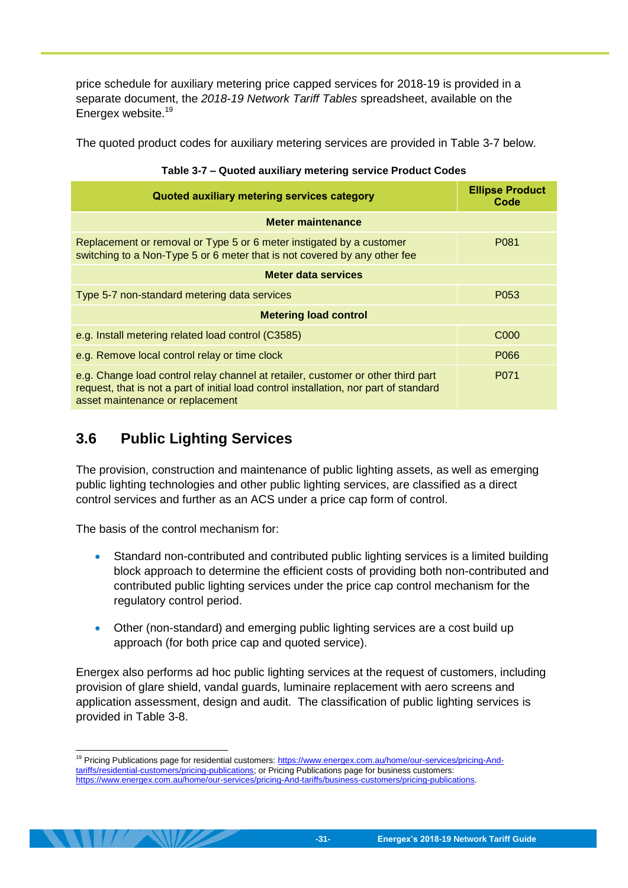price schedule for auxiliary metering price capped services for 2018-19 is provided in a separate document, the *2018-19 Network Tariff Tables* spreadsheet, available on the Energex website.[19]

The quoted product codes for auxiliary metering services are provided in Table 3-7 below.

**Table 3-7 – Quoted auxiliary metering service Product Codes**

| Quoted auxiliary metering services category | Ellipse Product Code |
|---|---|
| **Meter maintenance** | |
| Replacement or removal or Type 5 or 6 meter instigated by a customer switching to a Non-Type 5 or 6 meter that is not covered by any other fee | P081 |
| **Meter data services** | |
| Type 5-7 non-standard metering data services | P053 |
| **Metering load control** | |
| e.g. Install metering related load control (C3585) | C000 |
| e.g. Remove local control relay or time clock | P066 |
| e.g. Change load control relay channel at retailer, customer or other third part request, that is not a part of initial load control installation, nor part of standard asset maintenance or replacement | P071 |

## 3.6 Public Lighting Services

The provision, construction and maintenance of public lighting assets, as well as emerging public lighting technologies and other public lighting services, are classified as a direct control services and further as an ACS under a price cap form of control.

The basis of the control mechanism for:

- Standard non-contributed and contributed public lighting services is a limited building block approach to determine the efficient costs of providing both non-contributed and contributed public lighting services under the price cap control mechanism for the regulatory control period.
- Other (non-standard) and emerging public lighting services are a cost build up approach (for both price cap and quoted service).

Energex also performs ad hoc public lighting services at the request of customers, including provision of glare shield, vandal guards, luminaire replacement with aero screens and application assessment, design and audit. The classification of public lighting services is provided in Table 3-8.

[19] Pricing Publications page for residential customers: https://www.energex.com.au/home/our-services/pricing-And-tariffs/residential-customers/pricing-publications; or Pricing Publications page for business customers: https://www.energex.com.au/home/our-services/pricing-And-tariffs/business-customers/pricing-publications.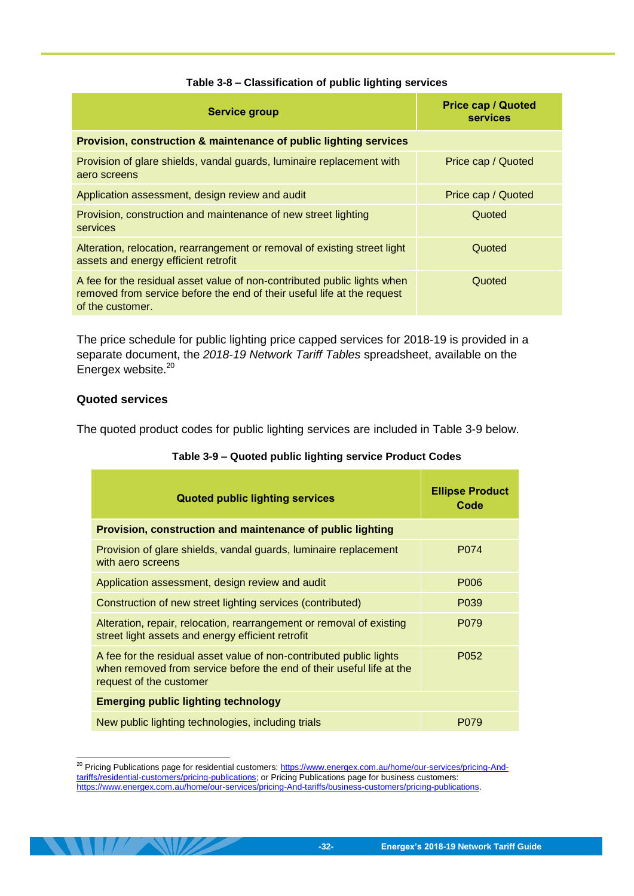**Table 3-8 – Classification of public lighting services**

| Service group | Price cap / Quoted services |
|---|---|
| **Provision, construction & maintenance of public lighting services** | |
| Provision of glare shields, vandal guards, luminaire replacement with aero screens | Price cap / Quoted |
| Application assessment, design review and audit | Price cap / Quoted |
| Provision, construction and maintenance of new street lighting services | Quoted |
| Alteration, relocation, rearrangement or removal of existing street light assets and energy efficient retrofit | Quoted |
| A fee for the residual asset value of non-contributed public lights when removed from service before the end of their useful life at the request of the customer. | Quoted |

The price schedule for public lighting price capped services for 2018-19 is provided in a separate document, the *2018-19 Network Tariff Tables* spreadsheet, available on the Energex website.[20]

### Quoted services

The quoted product codes for public lighting services are included in Table 3-9 below.

**Table 3-9 – Quoted public lighting service Product Codes**

| Quoted public lighting services | Ellipse Product Code |
|---|---|
| **Provision, construction and maintenance of public lighting** | |
| Provision of glare shields, vandal guards, luminaire replacement with aero screens | P074 |
| Application assessment, design review and audit | P006 |
| Construction of new street lighting services (contributed) | P039 |
| Alteration, repair, relocation, rearrangement or removal of existing street light assets and energy efficient retrofit | P079 |
| A fee for the residual asset value of non-contributed public lights when removed from service before the end of their useful life at the request of the customer | P052 |
| **Emerging public lighting technology** | |
| New public lighting technologies, including trials | P079 |

[20] Pricing Publications page for residential customers: https://www.energex.com.au/home/our-services/pricing-And-tariffs/residential-customers/pricing-publications; or Pricing Publications page for business customers: https://www.energex.com.au/home/our-services/pricing-And-tariffs/business-customers/pricing-publications.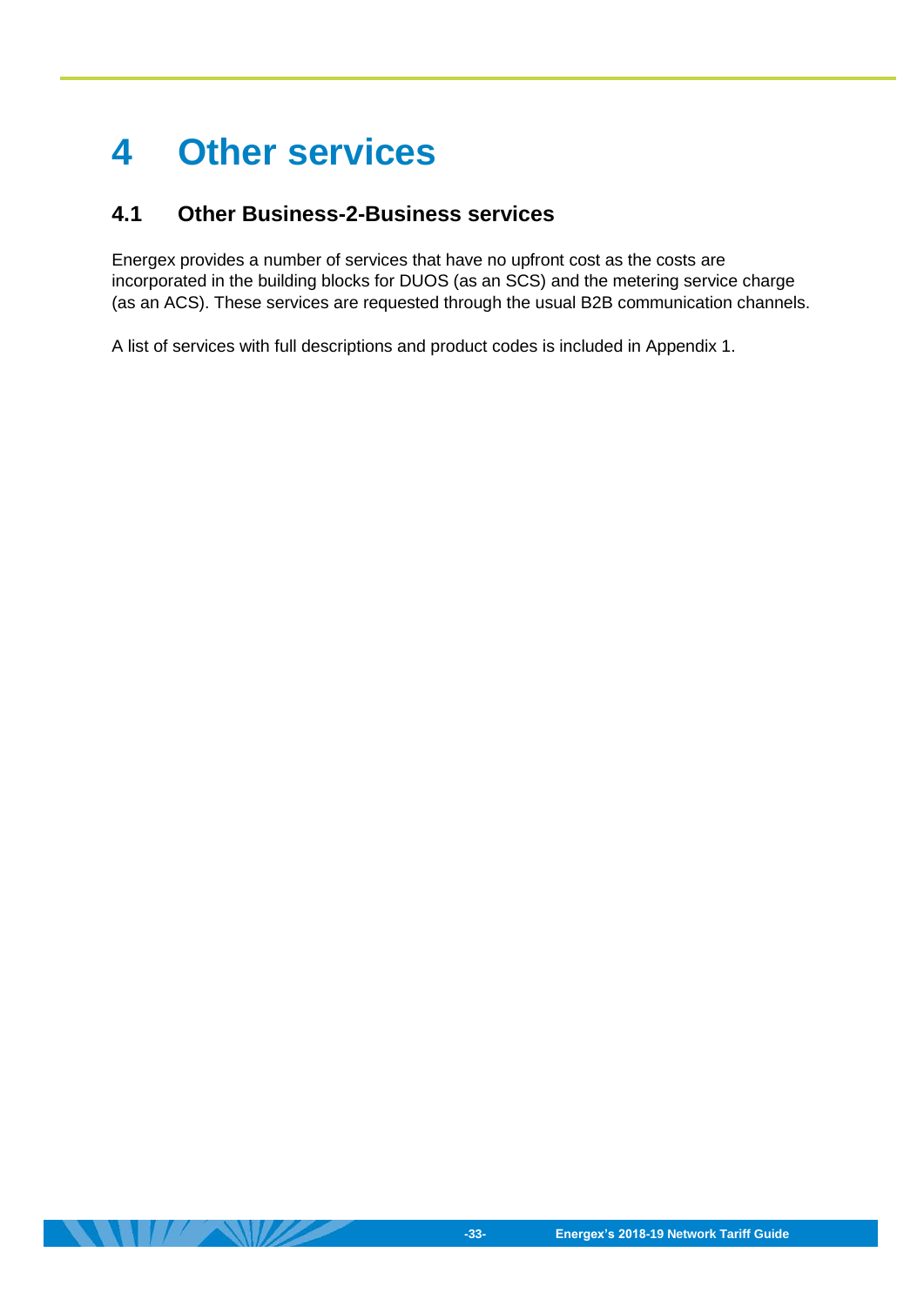# 4 Other services

## 4.1 Other Business-2-Business services

Energex provides a number of services that have no upfront cost as the costs are incorporated in the building blocks for DUOS (as an SCS) and the metering service charge (as an ACS). These services are requested through the usual B2B communication channels.

A list of services with full descriptions and product codes is included in Appendix 1.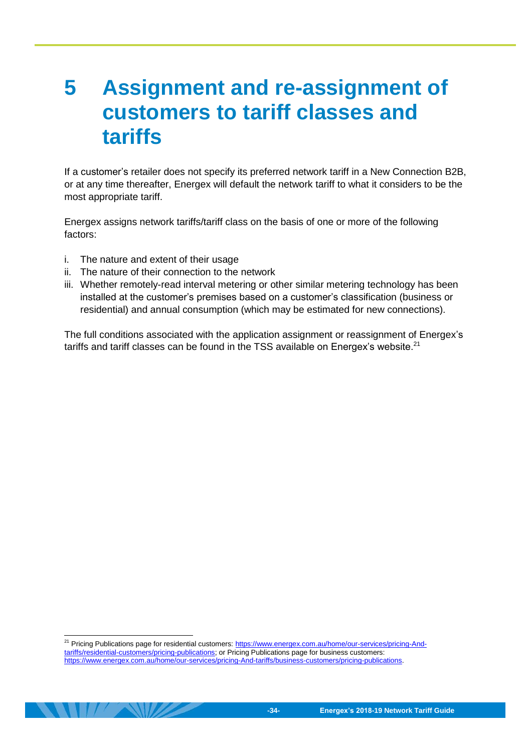# 5 Assignment and re-assignment of customers to tariff classes and tariffs

If a customer's retailer does not specify its preferred network tariff in a New Connection B2B, or at any time thereafter, Energex will default the network tariff to what it considers to be the most appropriate tariff.

Energex assigns network tariffs/tariff class on the basis of one or more of the following factors:

i. The nature and extent of their usage
ii. The nature of their connection to the network
iii. Whether remotely-read interval metering or other similar metering technology has been installed at the customer's premises based on a customer's classification (business or residential) and annual consumption (which may be estimated for new connections).

The full conditions associated with the application assignment or reassignment of Energex's tariffs and tariff classes can be found in the TSS available on Energex's website.[21]

[21] Pricing Publications page for residential customers: https://www.energex.com.au/home/our-services/pricing-And-tariffs/residential-customers/pricing-publications; or Pricing Publications page for business customers: https://www.energex.com.au/home/our-services/pricing-And-tariffs/business-customers/pricing-publications.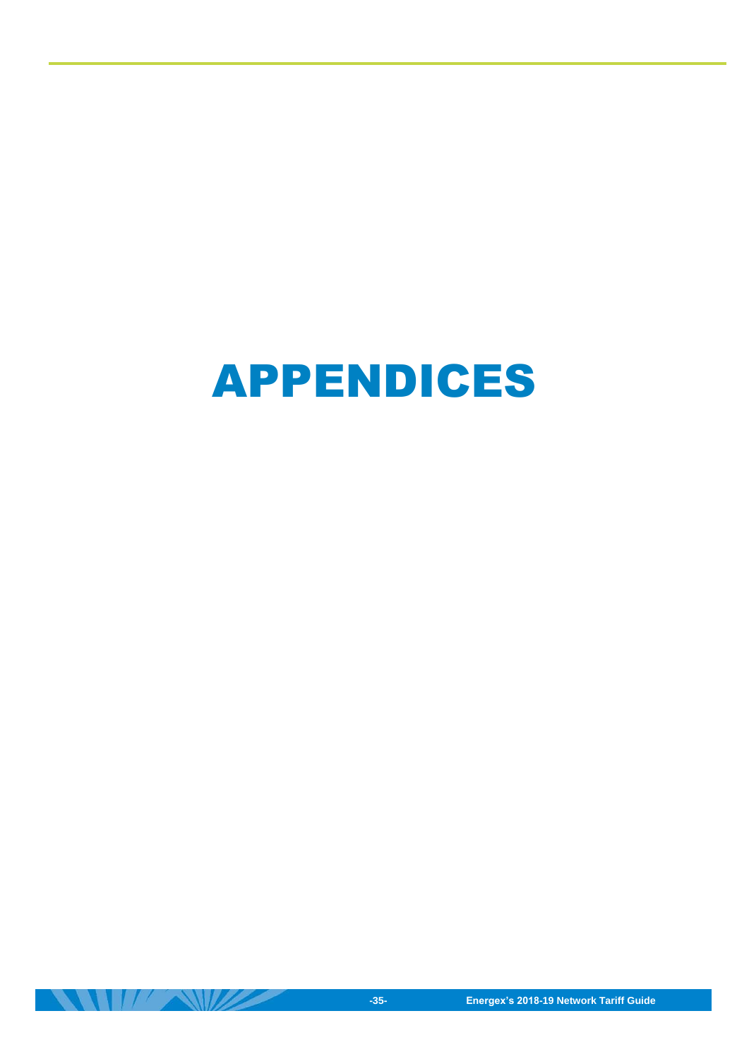# APPENDICES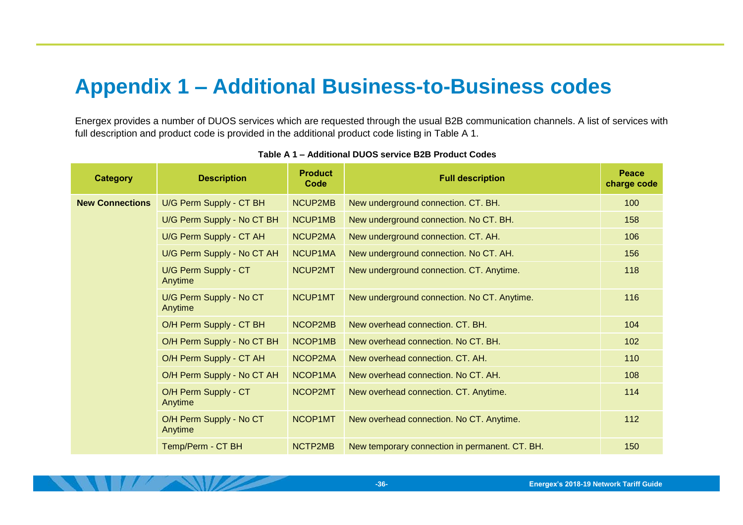# Appendix 1 – Additional Business-to-Business codes

Energex provides a number of DUOS services which are requested through the usual B2B communication channels. A list of services with full description and product code is provided in the additional product code listing in Table A 1.

**Table A 1 – Additional DUOS service B2B Product Codes**

| Category | Description | Product Code | Full description | Peace charge code |
|---|---|---|---|---|
| **New Connections** | U/G Perm Supply - CT BH | NCUP2MB | New underground connection. CT. BH. | 100 |
| | U/G Perm Supply - No CT BH | NCUP1MB | New underground connection. No CT. BH. | 158 |
| | U/G Perm Supply - CT AH | NCUP2MA | New underground connection. CT. AH. | 106 |
| | U/G Perm Supply - No CT AH | NCUP1MA | New underground connection. No CT. AH. | 156 |
| | U/G Perm Supply - CT Anytime | NCUP2MT | New underground connection. CT. Anytime. | 118 |
| | U/G Perm Supply - No CT Anytime | NCUP1MT | New underground connection. No CT. Anytime. | 116 |
| | O/H Perm Supply - CT BH | NCOP2MB | New overhead connection. CT. BH. | 104 |
| | O/H Perm Supply - No CT BH | NCOP1MB | New overhead connection. No CT. BH. | 102 |
| | O/H Perm Supply - CT AH | NCOP2MA | New overhead connection. CT. AH. | 110 |
| | O/H Perm Supply - No CT AH | NCOP1MA | New overhead connection. No CT. AH. | 108 |
| | O/H Perm Supply - CT Anytime | NCOP2MT | New overhead connection. CT. Anytime. | 114 |
| | O/H Perm Supply - No CT Anytime | NCOP1MT | New overhead connection. No CT. Anytime. | 112 |
| | Temp/Perm - CT BH | NCTP2MB | New temporary connection in permanent. CT. BH. | 150 |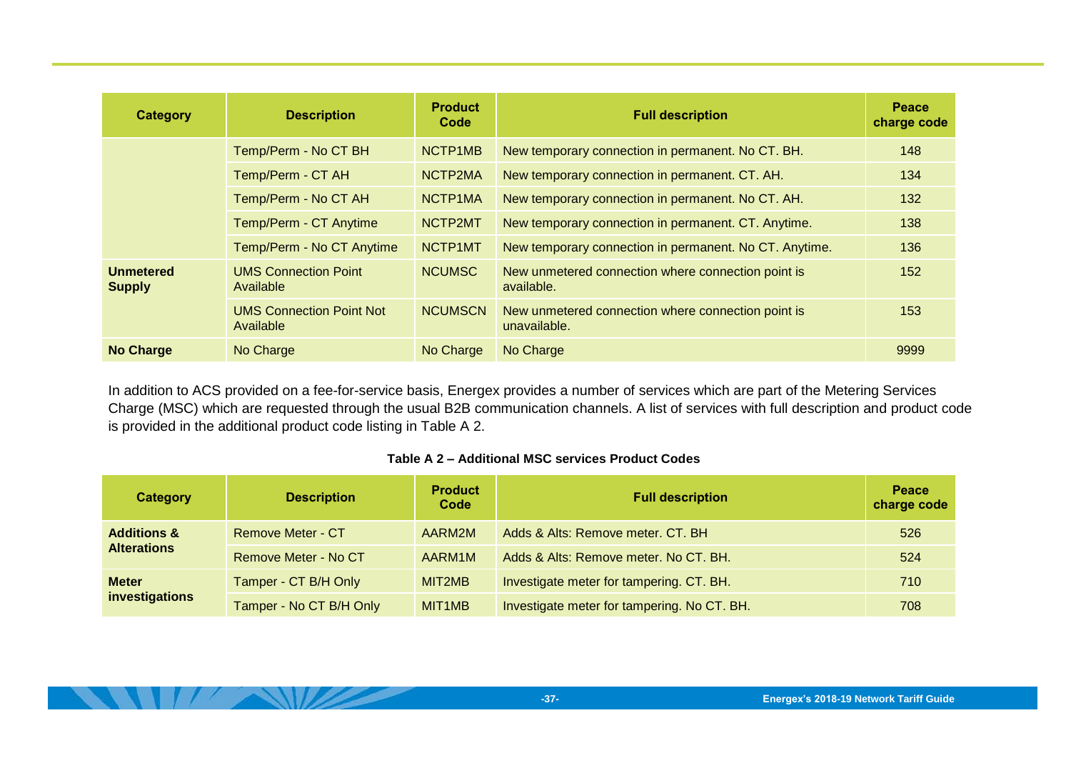| Category | Description | Product Code | Full description | Peace charge code |
|---|---|---|---|---|
| | Temp/Perm - No CT BH | NCTP1MB | New temporary connection in permanent. No CT. BH. | 148 |
| | Temp/Perm - CT AH | NCTP2MA | New temporary connection in permanent. CT. AH. | 134 |
| | Temp/Perm - No CT AH | NCTP1MA | New temporary connection in permanent. No CT. AH. | 132 |
| | Temp/Perm - CT Anytime | NCTP2MT | New temporary connection in permanent. CT. Anytime. | 138 |
| | Temp/Perm - No CT Anytime | NCTP1MT | New temporary connection in permanent. No CT. Anytime. | 136 |
| **Unmetered Supply** | UMS Connection Point Available | NCUMSC | New unmetered connection where connection point is available. | 152 |
| | UMS Connection Point Not Available | NCUMSCN | New unmetered connection where connection point is unavailable. | 153 |
| **No Charge** | No Charge | No Charge | No Charge | 9999 |

In addition to ACS provided on a fee-for-service basis, Energex provides a number of services which are part of the Metering Services Charge (MSC) which are requested through the usual B2B communication channels. A list of services with full description and product code is provided in the additional product code listing in Table A 2.

**Table A 2 – Additional MSC services Product Codes**

| Category | Description | Product Code | Full description | Peace charge code |
|---|---|---|---|---|
| **Additions & Alterations** | Remove Meter - CT | AARM2M | Adds & Alts: Remove meter. CT. BH | 526 |
| | Remove Meter - No CT | AARM1M | Adds & Alts: Remove meter. No CT. BH. | 524 |
| **Meter investigations** | Tamper - CT B/H Only | MIT2MB | Investigate meter for tampering. CT. BH. | 710 |
| | Tamper - No CT B/H Only | MIT1MB | Investigate meter for tampering. No CT. BH. | 708 |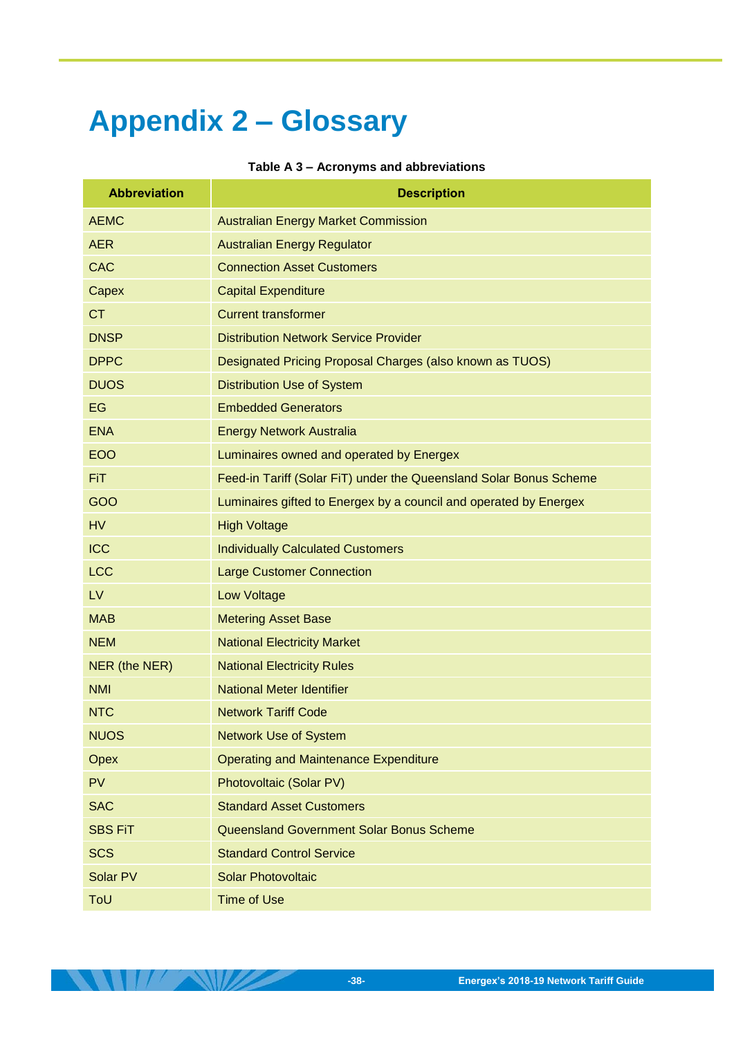# Appendix 2 – Glossary

**Table A 3 – Acronyms and abbreviations**

| Abbreviation | Description |
|---|---|
| AEMC | Australian Energy Market Commission |
| AER | Australian Energy Regulator |
| CAC | Connection Asset Customers |
| Capex | Capital Expenditure |
| CT | Current transformer |
| DNSP | Distribution Network Service Provider |
| DPPC | Designated Pricing Proposal Charges (also known as TUOS) |
| DUOS | Distribution Use of System |
| EG | Embedded Generators |
| ENA | Energy Network Australia |
| EOO | Luminaires owned and operated by Energex |
| FiT | Feed-in Tariff (Solar FiT) under the Queensland Solar Bonus Scheme |
| GOO | Luminaires gifted to Energex by a council and operated by Energex |
| HV | High Voltage |
| ICC | Individually Calculated Customers |
| LCC | Large Customer Connection |
| LV | Low Voltage |
| MAB | Metering Asset Base |
| NEM | National Electricity Market |
| NER (the NER) | National Electricity Rules |
| NMI | National Meter Identifier |
| NTC | Network Tariff Code |
| NUOS | Network Use of System |
| Opex | Operating and Maintenance Expenditure |
| PV | Photovoltaic (Solar PV) |
| SAC | Standard Asset Customers |
| SBS FiT | Queensland Government Solar Bonus Scheme |
| SCS | Standard Control Service |
| Solar PV | Solar Photovoltaic |
| ToU | Time of Use |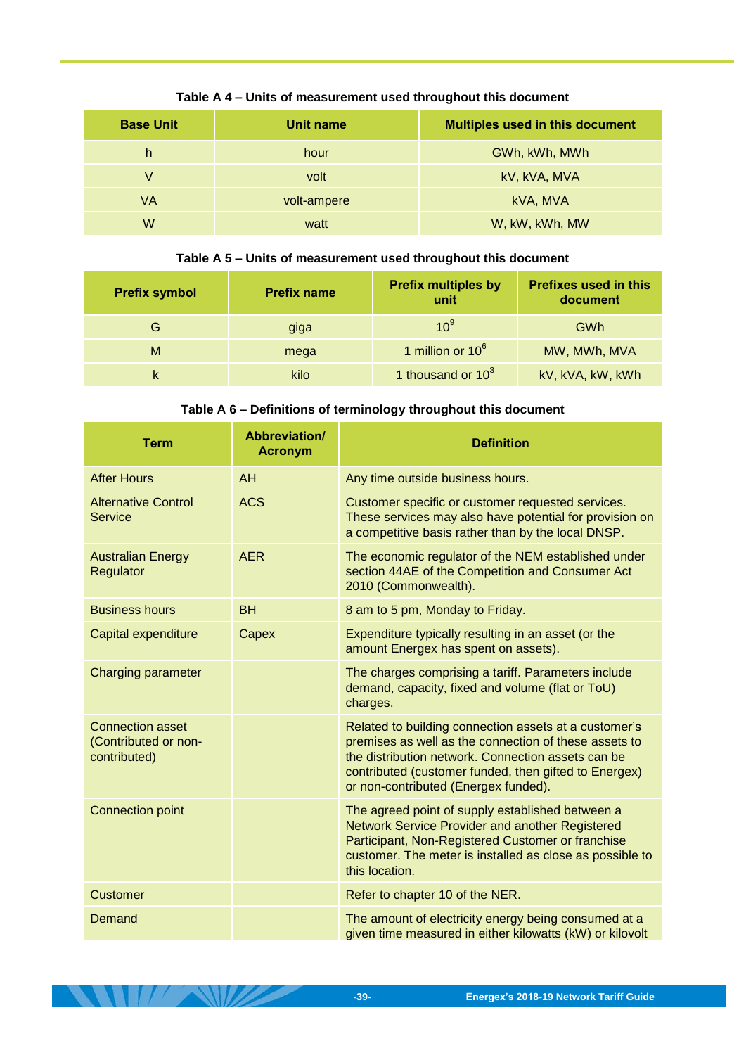**Table A 4 – Units of measurement used throughout this document**

| Base Unit | Unit name | Multiples used in this document |
| --- | --- | --- |
| h | hour | GWh, kWh, MWh |
| V | volt | kV, kVA, MVA |
| VA | volt-ampere | kVA, MVA |
| W | watt | W, kW, kWh, MW |

**Table A 5 – Units of measurement used throughout this document**

| Prefix symbol | Prefix name | Prefix multiples by unit | Prefixes used in this document |
| --- | --- | --- | --- |
| G | giga | $10^9$ | GWh |
| M | mega | 1 million or $10^6$ | MW, MWh, MVA |
| k | kilo | 1 thousand or $10^3$ | kV, kVA, kW, kWh |

**Table A 6 – Definitions of terminology throughout this document**

| Term | Abbreviation/ Acronym | Definition |
| --- | --- | --- |
| After Hours | AH | Any time outside business hours. |
| Alternative Control Service | ACS | Customer specific or customer requested services. These services may also have potential for provision on a competitive basis rather than by the local DNSP. |
| Australian Energy Regulator | AER | The economic regulator of the NEM established under section 44AE of the Competition and Consumer Act 2010 (Commonwealth). |
| Business hours | BH | 8 am to 5 pm, Monday to Friday. |
| Capital expenditure | Capex | Expenditure typically resulting in an asset (or the amount Energex has spent on assets). |
| Charging parameter | | The charges comprising a tariff. Parameters include demand, capacity, fixed and volume (flat or ToU) charges. |
| Connection asset (Contributed or non-contributed) | | Related to building connection assets at a customer's premises as well as the connection of these assets to the distribution network. Connection assets can be contributed (customer funded, then gifted to Energex) or non-contributed (Energex funded). |
| Connection point | | The agreed point of supply established between a Network Service Provider and another Registered Participant, Non-Registered Customer or franchise customer. The meter is installed as close as possible to this location. |
| Customer | | Refer to chapter 10 of the NER. |
| Demand | | The amount of electricity energy being consumed at a given time measured in either kilowatts (kW) or kilovolt |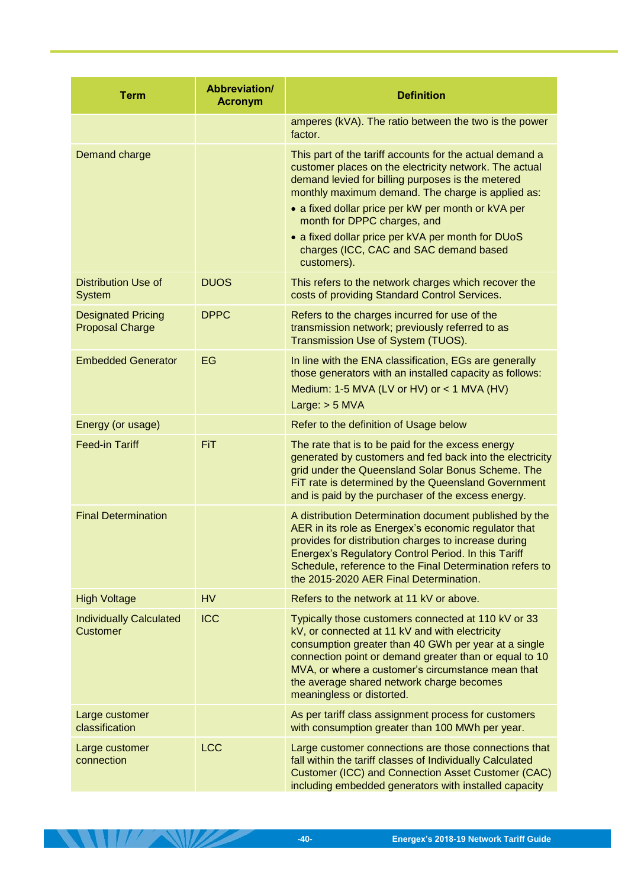| Term | Abbreviation/ Acronym | Definition |
|---|---|---|
| | | amperes (kVA). The ratio between the two is the power factor. |
| Demand charge | | This part of the tariff accounts for the actual demand a customer places on the electricity network. The actual demand levied for billing purposes is the metered monthly maximum demand. The charge is applied as:<br>• a fixed dollar price per kW per month or kVA per month for DPPC charges, and<br>• a fixed dollar price per kVA per month for DUoS charges (ICC, CAC and SAC demand based customers). |
| Distribution Use of System | DUOS | This refers to the network charges which recover the costs of providing Standard Control Services. |
| Designated Pricing Proposal Charge | DPPC | Refers to the charges incurred for use of the transmission network; previously referred to as Transmission Use of System (TUOS). |
| Embedded Generator | EG | In line with the ENA classification, EGs are generally those generators with an installed capacity as follows:<br>Medium: 1-5 MVA (LV or HV) or < 1 MVA (HV)<br>Large: > 5 MVA |
| Energy (or usage) | | Refer to the definition of Usage below |
| Feed-in Tariff | FiT | The rate that is to be paid for the excess energy generated by customers and fed back into the electricity grid under the Queensland Solar Bonus Scheme. The FiT rate is determined by the Queensland Government and is paid by the purchaser of the excess energy. |
| Final Determination | | A distribution Determination document published by the AER in its role as Energex's economic regulator that provides for distribution charges to increase during Energex's Regulatory Control Period. In this Tariff Schedule, reference to the Final Determination refers to the 2015-2020 AER Final Determination. |
| High Voltage | HV | Refers to the network at 11 kV or above. |
| Individually Calculated Customer | ICC | Typically those customers connected at 110 kV or 33 kV, or connected at 11 kV and with electricity consumption greater than 40 GWh per year at a single connection point or demand greater than or equal to 10 MVA, or where a customer's circumstance mean that the average shared network charge becomes meaningless or distorted. |
| Large customer classification | | As per tariff class assignment process for customers with consumption greater than 100 MWh per year. |
| Large customer connection | LCC | Large customer connections are those connections that fall within the tariff classes of Individually Calculated Customer (ICC) and Connection Asset Customer (CAC) including embedded generators with installed capacity |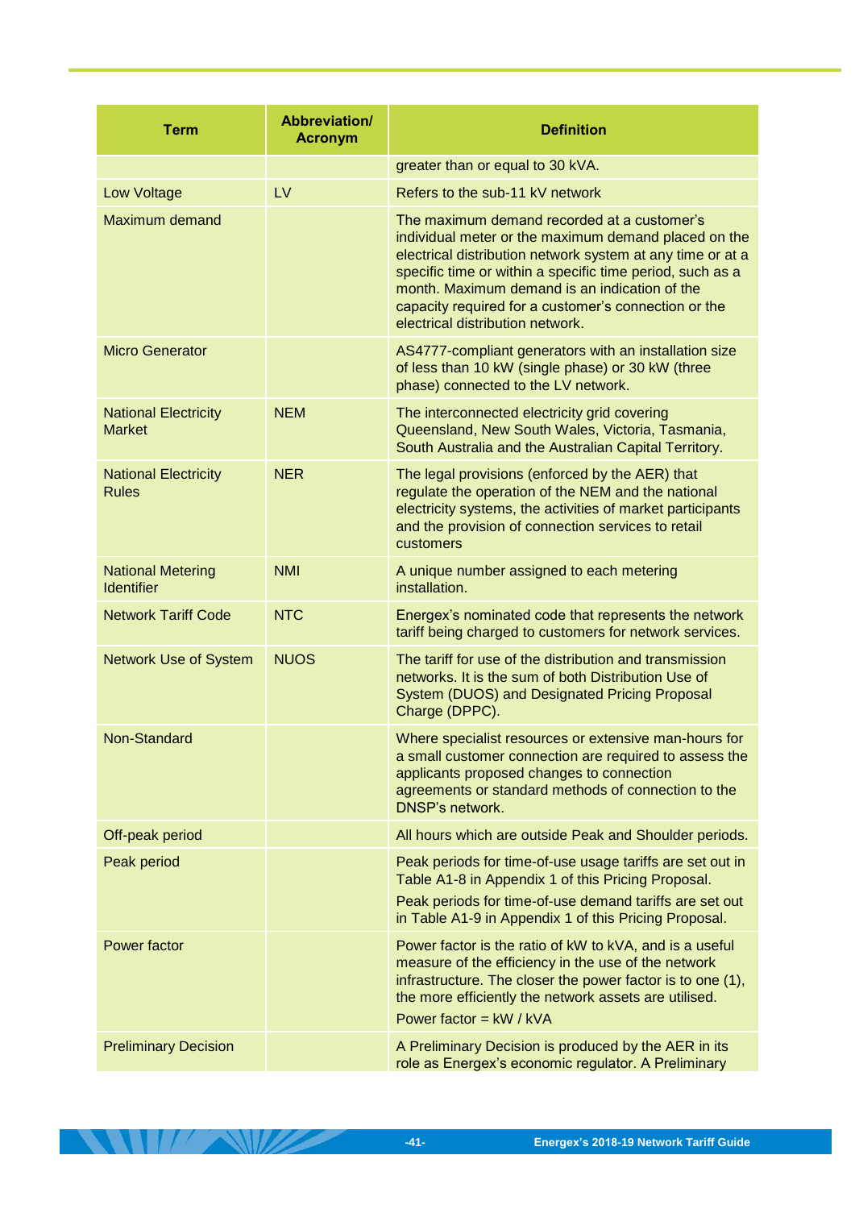| Term | Abbreviation/ Acronym | Definition |
|---|---|---|
| | | greater than or equal to 30 kVA. |
| Low Voltage | LV | Refers to the sub-11 kV network |
| Maximum demand | | The maximum demand recorded at a customer's individual meter or the maximum demand placed on the electrical distribution network system at any time or at a specific time or within a specific time period, such as a month. Maximum demand is an indication of the capacity required for a customer's connection or the electrical distribution network. |
| Micro Generator | | AS4777-compliant generators with an installation size of less than 10 kW (single phase) or 30 kW (three phase) connected to the LV network. |
| National Electricity Market | NEM | The interconnected electricity grid covering Queensland, New South Wales, Victoria, Tasmania, South Australia and the Australian Capital Territory. |
| National Electricity Rules | NER | The legal provisions (enforced by the AER) that regulate the operation of the NEM and the national electricity systems, the activities of market participants and the provision of connection services to retail customers |
| National Metering Identifier | NMI | A unique number assigned to each metering installation. |
| Network Tariff Code | NTC | Energex's nominated code that represents the network tariff being charged to customers for network services. |
| Network Use of System | NUOS | The tariff for use of the distribution and transmission networks. It is the sum of both Distribution Use of System (DUOS) and Designated Pricing Proposal Charge (DPPC). |
| Non-Standard | | Where specialist resources or extensive man-hours for a small customer connection are required to assess the applicants proposed changes to connection agreements or standard methods of connection to the DNSP's network. |
| Off-peak period | | All hours which are outside Peak and Shoulder periods. |
| Peak period | | Peak periods for time-of-use usage tariffs are set out in Table A1-8 in Appendix 1 of this Pricing Proposal. Peak periods for time-of-use demand tariffs are set out in Table A1-9 in Appendix 1 of this Pricing Proposal. |
| Power factor | | Power factor is the ratio of kW to kVA, and is a useful measure of the efficiency in the use of the network infrastructure. The closer the power factor is to one (1), the more efficiently the network assets are utilised. Power factor = kW / kVA |
| Preliminary Decision | | A Preliminary Decision is produced by the AER in its role as Energex's economic regulator. A Preliminary |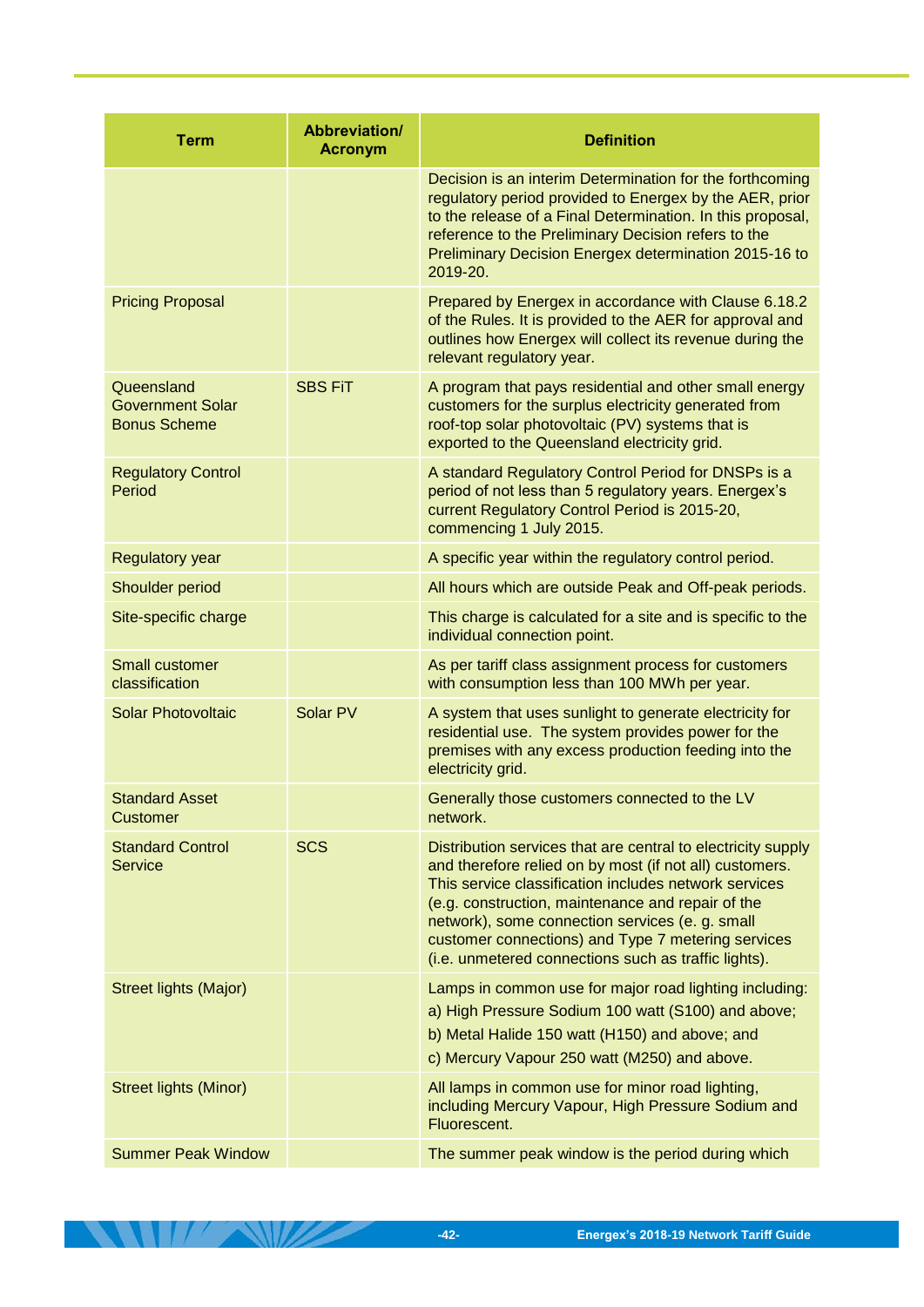| Term | Abbreviation/ Acronym | Definition |
|---|---|---|
| | | Decision is an interim Determination for the forthcoming regulatory period provided to Energex by the AER, prior to the release of a Final Determination. In this proposal, reference to the Preliminary Decision refers to the Preliminary Decision Energex determination 2015-16 to 2019-20. |
| Pricing Proposal | | Prepared by Energex in accordance with Clause 6.18.2 of the Rules. It is provided to the AER for approval and outlines how Energex will collect its revenue during the relevant regulatory year. |
| Queensland Government Solar Bonus Scheme | SBS FiT | A program that pays residential and other small energy customers for the surplus electricity generated from roof-top solar photovoltaic (PV) systems that is exported to the Queensland electricity grid. |
| Regulatory Control Period | | A standard Regulatory Control Period for DNSPs is a period of not less than 5 regulatory years. Energex's current Regulatory Control Period is 2015-20, commencing 1 July 2015. |
| Regulatory year | | A specific year within the regulatory control period. |
| Shoulder period | | All hours which are outside Peak and Off-peak periods. |
| Site-specific charge | | This charge is calculated for a site and is specific to the individual connection point. |
| Small customer classification | | As per tariff class assignment process for customers with consumption less than 100 MWh per year. |
| Solar Photovoltaic | Solar PV | A system that uses sunlight to generate electricity for residential use. The system provides power for the premises with any excess production feeding into the electricity grid. |
| Standard Asset Customer | | Generally those customers connected to the LV network. |
| Standard Control Service | SCS | Distribution services that are central to electricity supply and therefore relied on by most (if not all) customers. This service classification includes network services (e.g. construction, maintenance and repair of the network), some connection services (e. g. small customer connections) and Type 7 metering services (i.e. unmetered connections such as traffic lights). |
| Street lights (Major) | | Lamps in common use for major road lighting including: a) High Pressure Sodium 100 watt (S100) and above; b) Metal Halide 150 watt (H150) and above; and c) Mercury Vapour 250 watt (M250) and above. |
| Street lights (Minor) | | All lamps in common use for minor road lighting, including Mercury Vapour, High Pressure Sodium and Fluorescent. |
| Summer Peak Window | | The summer peak window is the period during which |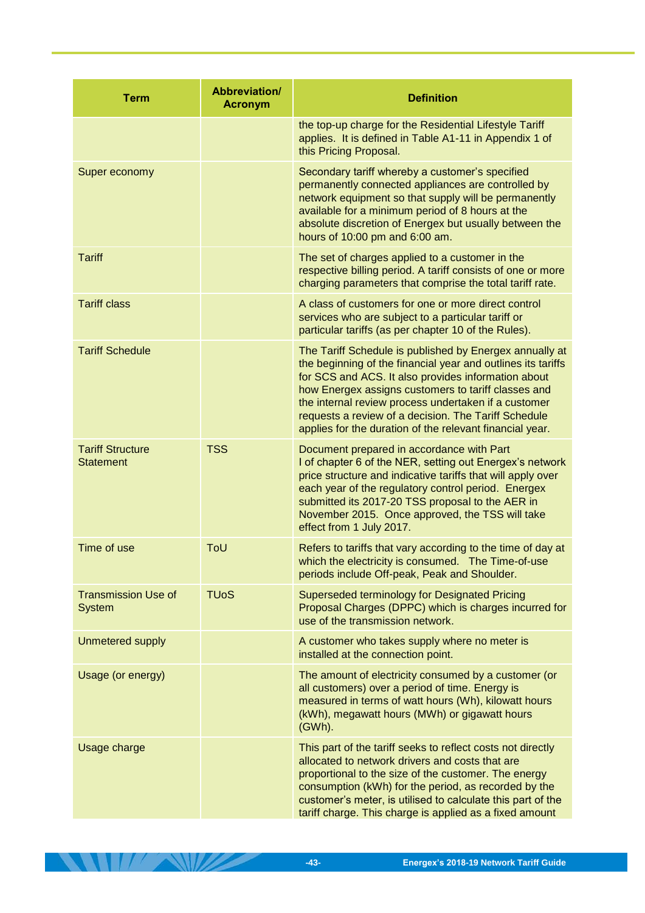| Term | Abbreviation/ Acronym | Definition |
|---|---|---|
| | | the top-up charge for the Residential Lifestyle Tariff applies. It is defined in Table A1-11 in Appendix 1 of this Pricing Proposal. |
| Super economy | | Secondary tariff whereby a customer's specified permanently connected appliances are controlled by network equipment so that supply will be permanently available for a minimum period of 8 hours at the absolute discretion of Energex but usually between the hours of 10:00 pm and 6:00 am. |
| Tariff | | The set of charges applied to a customer in the respective billing period. A tariff consists of one or more charging parameters that comprise the total tariff rate. |
| Tariff class | | A class of customers for one or more direct control services who are subject to a particular tariff or particular tariffs (as per chapter 10 of the Rules). |
| Tariff Schedule | | The Tariff Schedule is published by Energex annually at the beginning of the financial year and outlines its tariffs for SCS and ACS. It also provides information about how Energex assigns customers to tariff classes and the internal review process undertaken if a customer requests a review of a decision. The Tariff Schedule applies for the duration of the relevant financial year. |
| Tariff Structure Statement | TSS | Document prepared in accordance with Part I of chapter 6 of the NER, setting out Energex's network price structure and indicative tariffs that will apply over each year of the regulatory control period. Energex submitted its 2017-20 TSS proposal to the AER in November 2015. Once approved, the TSS will take effect from 1 July 2017. |
| Time of use | ToU | Refers to tariffs that vary according to the time of day at which the electricity is consumed. The Time-of-use periods include Off-peak, Peak and Shoulder. |
| Transmission Use of System | TUoS | Superseded terminology for Designated Pricing Proposal Charges (DPPC) which is charges incurred for use of the transmission network. |
| Unmetered supply | | A customer who takes supply where no meter is installed at the connection point. |
| Usage (or energy) | | The amount of electricity consumed by a customer (or all customers) over a period of time. Energy is measured in terms of watt hours (Wh), kilowatt hours (kWh), megawatt hours (MWh) or gigawatt hours (GWh). |
| Usage charge | | This part of the tariff seeks to reflect costs not directly allocated to network drivers and costs that are proportional to the size of the customer. The energy consumption (kWh) for the period, as recorded by the customer's meter, is utilised to calculate this part of the tariff charge. This charge is applied as a fixed amount |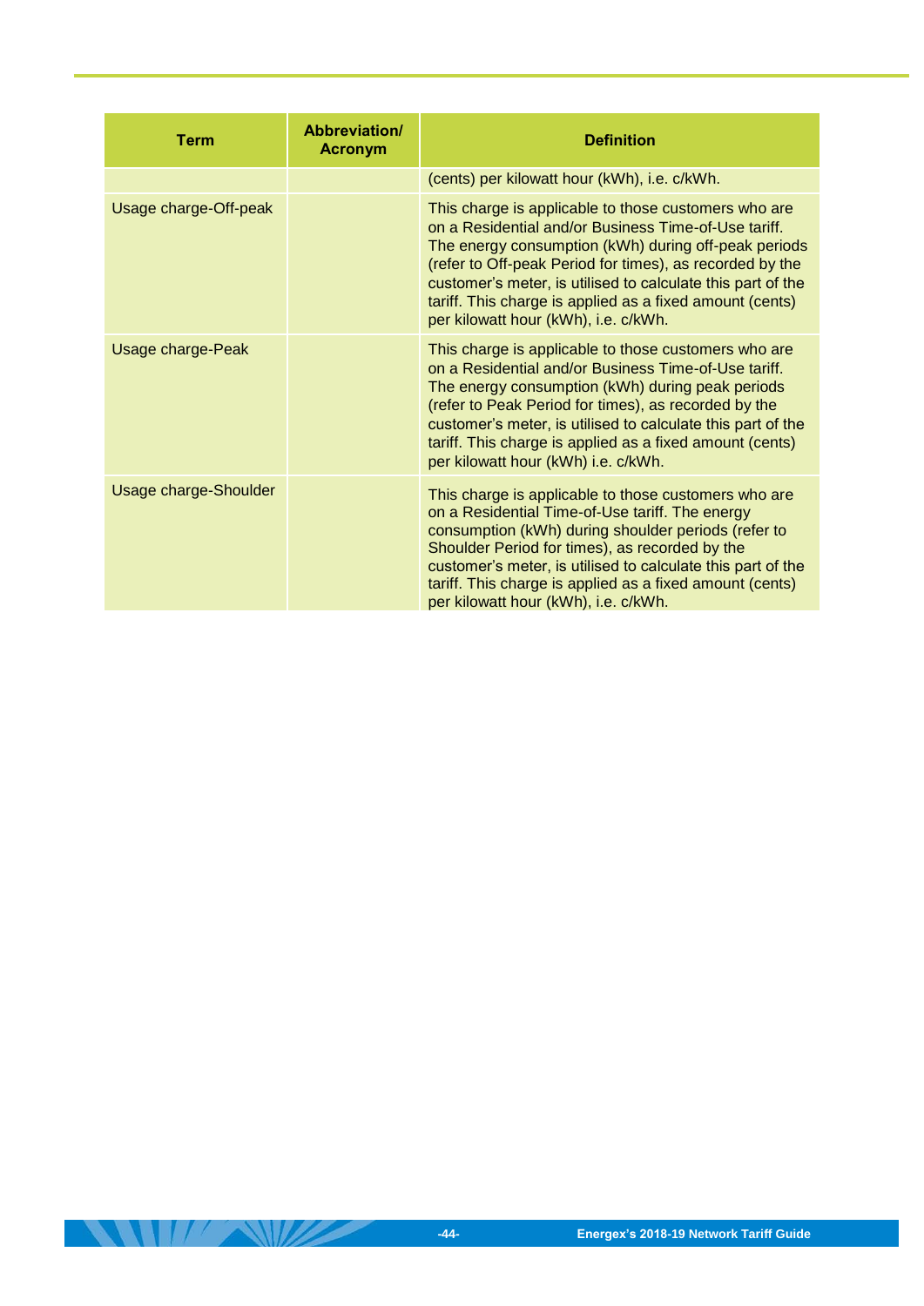| Term | Abbreviation/ Acronym | Definition |
|---|---|---|
| | | (cents) per kilowatt hour (kWh), i.e. c/kWh. |
| Usage charge-Off-peak | | This charge is applicable to those customers who are on a Residential and/or Business Time-of-Use tariff. The energy consumption (kWh) during off-peak periods (refer to Off-peak Period for times), as recorded by the customer's meter, is utilised to calculate this part of the tariff. This charge is applied as a fixed amount (cents) per kilowatt hour (kWh), i.e. c/kWh. |
| Usage charge-Peak | | This charge is applicable to those customers who are on a Residential and/or Business Time-of-Use tariff. The energy consumption (kWh) during peak periods (refer to Peak Period for times), as recorded by the customer's meter, is utilised to calculate this part of the tariff. This charge is applied as a fixed amount (cents) per kilowatt hour (kWh) i.e. c/kWh. |
| Usage charge-Shoulder | | This charge is applicable to those customers who are on a Residential Time-of-Use tariff. The energy consumption (kWh) during shoulder periods (refer to Shoulder Period for times), as recorded by the customer's meter, is utilised to calculate this part of the tariff. This charge is applied as a fixed amount (cents) per kilowatt hour (kWh), i.e. c/kWh. |